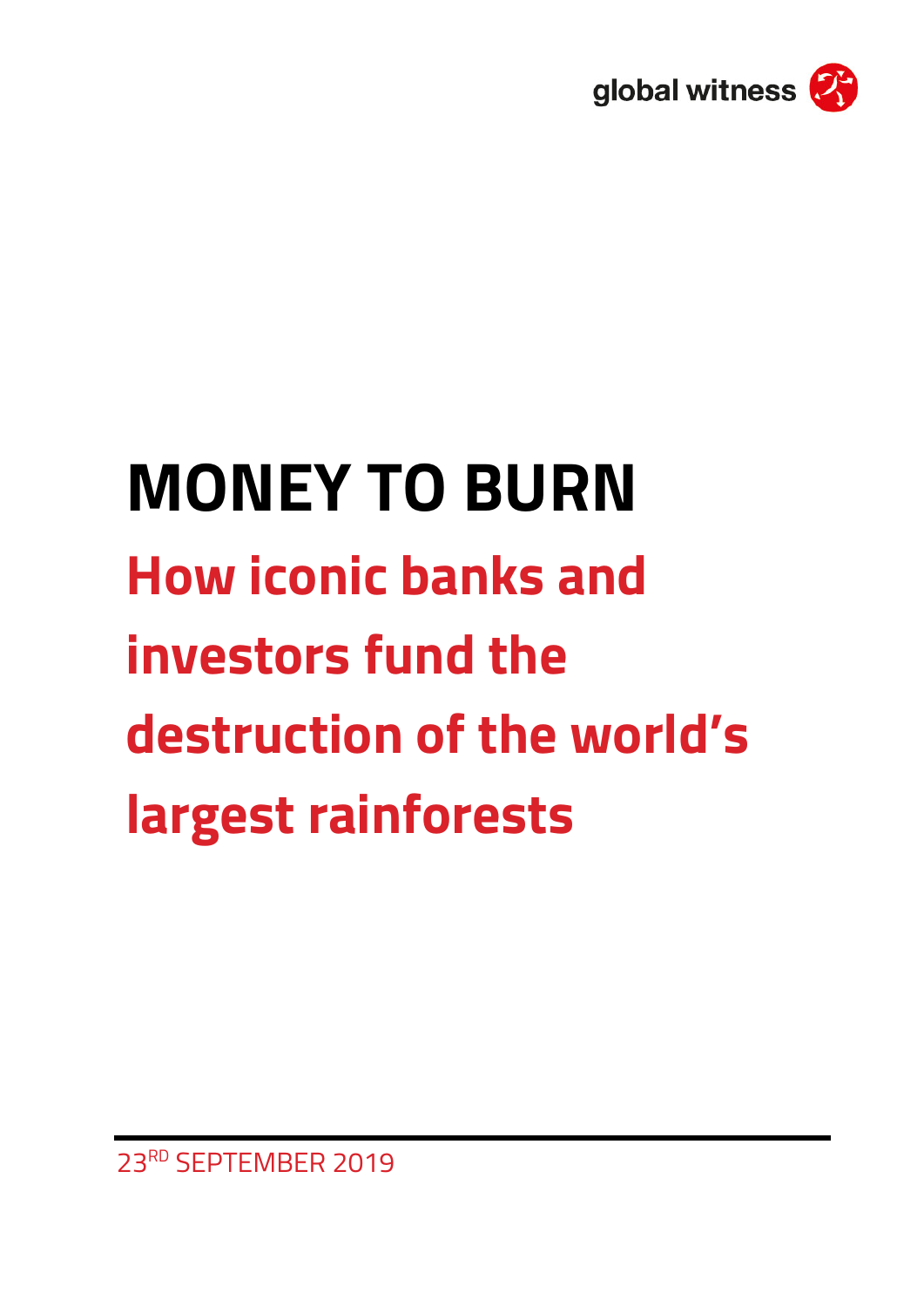global witness

# MONEY TO BURN

## How iconic banks and investors fund the destruction of the world's largest rainforests

23RD SEPTEMBER 2019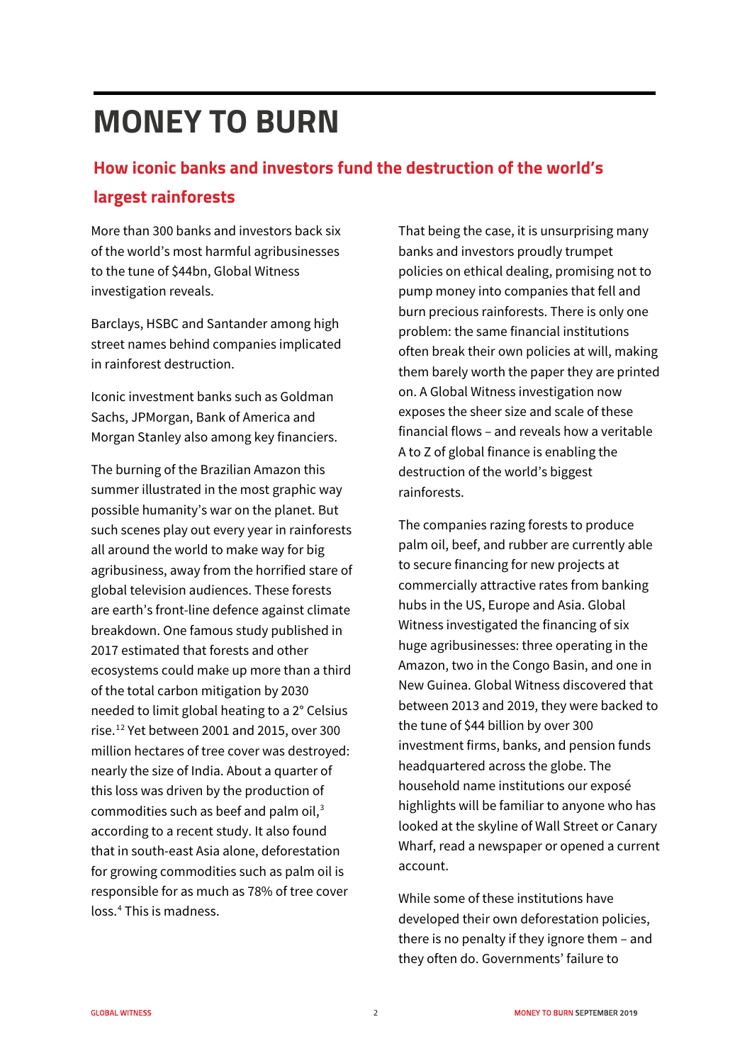# MONEY TO BURN

## How iconic banks and investors fund the destruction of the world's largest rainforests

More than 300 banks and investors back six of the world's most harmful agribusinesses to the tune of $44bn, Global Witness investigation reveals.

Barclays, HSBC and Santander among high street names behind companies implicated in rainforest destruction.

Iconic investment banks such as Goldman Sachs, JPMorgan, Bank of America and Morgan Stanley also among key financiers.

The burning of the Brazilian Amazon this summer illustrated in the most graphic way possible humanity's war on the planet. But such scenes play out every year in rainforests all around the world to make way for big agribusiness, away from the horrified stare of global television audiences. These forests are earth's front-line defence against climate breakdown. One famous study published in 2017 estimated that forests and other ecosystems could make up more than a third of the total carbon mitigation by 2030 needed to limit global heating to a 2° Celsius rise.[1][2] Yet between 2001 and 2015, over 300 million hectares of tree cover was destroyed: nearly the size of India. About a quarter of this loss was driven by the production of commodities such as beef and palm oil,[3] according to a recent study. It also found that in south-east Asia alone, deforestation for growing commodities such as palm oil is responsible for as much as 78% of tree cover loss.[4] This is madness.

That being the case, it is unsurprising many banks and investors proudly trumpet policies on ethical dealing, promising not to pump money into companies that fell and burn precious rainforests. There is only one problem: the same financial institutions often break their own policies at will, making them barely worth the paper they are printed on. A Global Witness investigation now exposes the sheer size and scale of these financial flows – and reveals how a veritable A to Z of global finance is enabling the destruction of the world's biggest rainforests.

The companies razing forests to produce palm oil, beef, and rubber are currently able to secure financing for new projects at commercially attractive rates from banking hubs in the US, Europe and Asia. Global Witness investigated the financing of six huge agribusinesses: three operating in the Amazon, two in the Congo Basin, and one in New Guinea. Global Witness discovered that between 2013 and 2019, they were backed to the tune of $44 billion by over 300 investment firms, banks, and pension funds headquartered across the globe. The household name institutions our exposé highlights will be familiar to anyone who has looked at the skyline of Wall Street or Canary Wharf, read a newspaper or opened a current account.

While some of these institutions have developed their own deforestation policies, there is no penalty if they ignore them – and they often do. Governments' failure to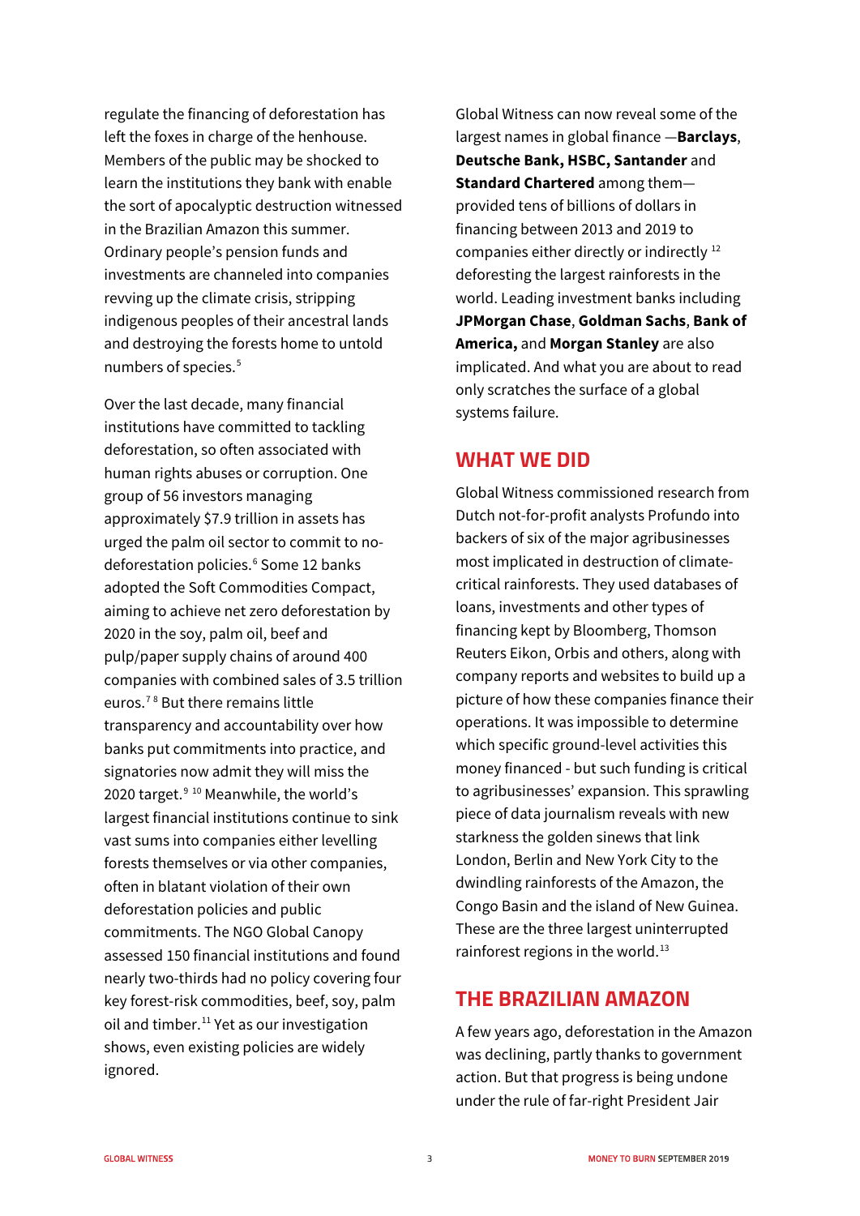regulate the financing of deforestation has left the foxes in charge of the henhouse. Members of the public may be shocked to learn the institutions they bank with enable the sort of apocalyptic destruction witnessed in the Brazilian Amazon this summer. Ordinary people's pension funds and investments are channeled into companies revving up the climate crisis, stripping indigenous peoples of their ancestral lands and destroying the forests home to untold numbers of species.[5]

Over the last decade, many financial institutions have committed to tackling deforestation, so often associated with human rights abuses or corruption. One group of 56 investors managing approximately $7.9 trillion in assets has urged the palm oil sector to commit to no-deforestation policies.[6] Some 12 banks adopted the Soft Commodities Compact, aiming to achieve net zero deforestation by 2020 in the soy, palm oil, beef and pulp/paper supply chains of around 400 companies with combined sales of 3.5 trillion euros.[7,8] But there remains little transparency and accountability over how banks put commitments into practice, and signatories now admit they will miss the 2020 target.[9,10] Meanwhile, the world's largest financial institutions continue to sink vast sums into companies either levelling forests themselves or via other companies, often in blatant violation of their own deforestation policies and public commitments. The NGO Global Canopy assessed 150 financial institutions and found nearly two-thirds had no policy covering four key forest-risk commodities, beef, soy, palm oil and timber.[11] Yet as our investigation shows, even existing policies are widely ignored.

Global Witness can now reveal some of the largest names in global finance —**Barclays**, **Deutsche Bank, HSBC, Santander** and **Standard Chartered** among them— provided tens of billions of dollars in financing between 2013 and 2019 to companies either directly or indirectly [12] deforesting the largest rainforests in the world. Leading investment banks including **JPMorgan Chase**, **Goldman Sachs**, **Bank of America,** and **Morgan Stanley** are also implicated. And what you are about to read only scratches the surface of a global systems failure.

## WHAT WE DID

Global Witness commissioned research from Dutch not-for-profit analysts Profundo into backers of six of the major agribusinesses most implicated in destruction of climate-critical rainforests. They used databases of loans, investments and other types of financing kept by Bloomberg, Thomson Reuters Eikon, Orbis and others, along with company reports and websites to build up a picture of how these companies finance their operations. It was impossible to determine which specific ground-level activities this money financed - but such funding is critical to agribusinesses' expansion. This sprawling piece of data journalism reveals with new starkness the golden sinews that link London, Berlin and New York City to the dwindling rainforests of the Amazon, the Congo Basin and the island of New Guinea. These are the three largest uninterrupted rainforest regions in the world.[13]

## THE BRAZILIAN AMAZON

A few years ago, deforestation in the Amazon was declining, partly thanks to government action. But that progress is being undone under the rule of far-right President Jair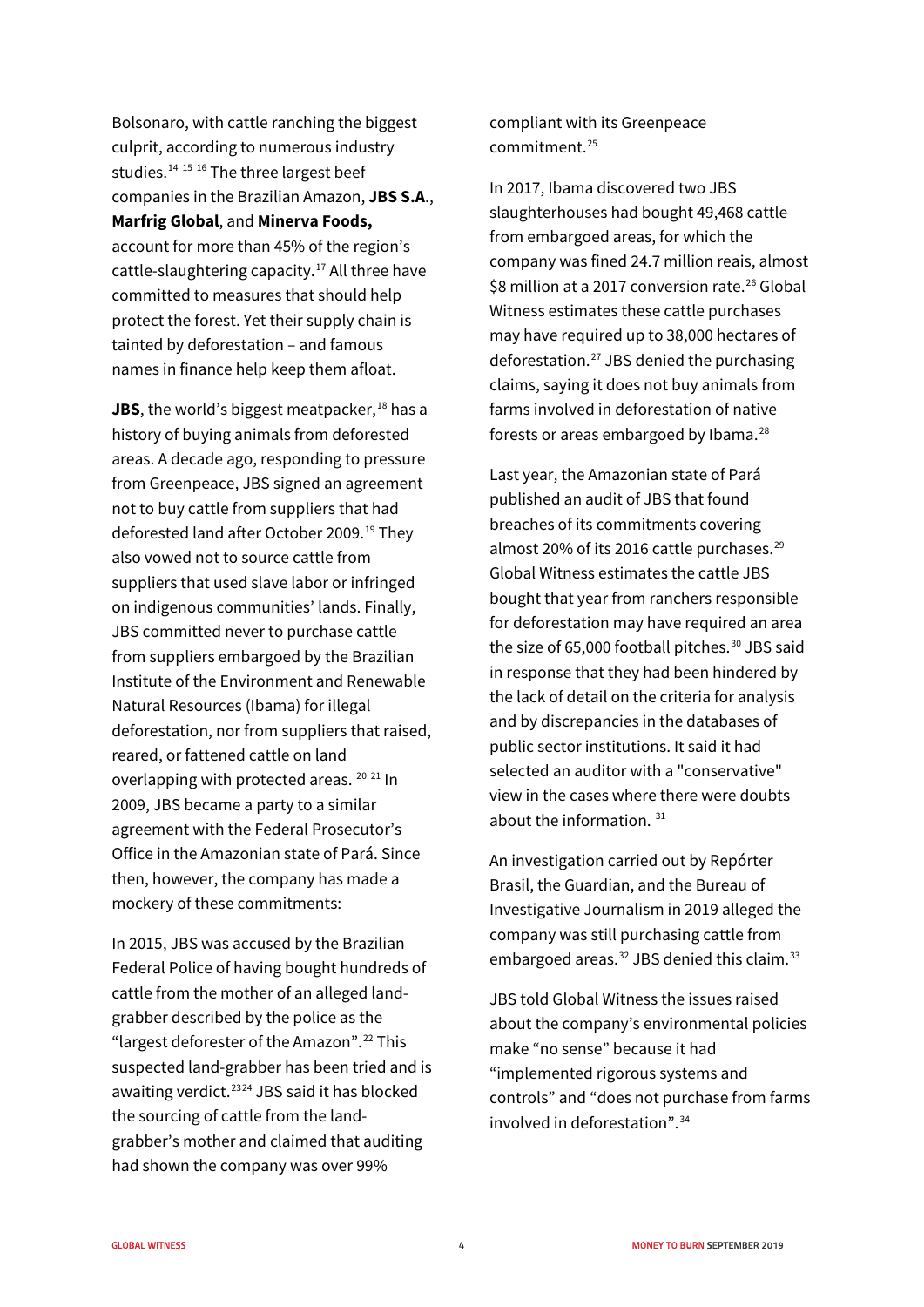Bolsonaro, with cattle ranching the biggest culprit, according to numerous industry studies.[14] [15] [16] The three largest beef companies in the Brazilian Amazon, **JBS S.A**., **Marfrig Global**, and **Minerva Foods,** account for more than 45% of the region's cattle-slaughtering capacity.[17] All three have committed to measures that should help protect the forest. Yet their supply chain is tainted by deforestation – and famous names in finance help keep them afloat.

**JBS**, the world's biggest meatpacker,[18] has a history of buying animals from deforested areas. A decade ago, responding to pressure from Greenpeace, JBS signed an agreement not to buy cattle from suppliers that had deforested land after October 2009.[19] They also vowed not to source cattle from suppliers that used slave labor or infringed on indigenous communities' lands. Finally, JBS committed never to purchase cattle from suppliers embargoed by the Brazilian Institute of the Environment and Renewable Natural Resources (Ibama) for illegal deforestation, nor from suppliers that raised, reared, or fattened cattle on land overlapping with protected areas. [20] [21] In 2009, JBS became a party to a similar agreement with the Federal Prosecutor's Office in the Amazonian state of Pará. Since then, however, the company has made a mockery of these commitments:

In 2015, JBS was accused by the Brazilian Federal Police of having bought hundreds of cattle from the mother of an alleged land-grabber described by the police as the "largest deforester of the Amazon".[22] This suspected land-grabber has been tried and is awaiting verdict.[23][24] JBS said it has blocked the sourcing of cattle from the land-grabber's mother and claimed that auditing had shown the company was over 99% compliant with its Greenpeace commitment.[25]

In 2017, Ibama discovered two JBS slaughterhouses had bought 49,468 cattle from embargoed areas, for which the company was fined 24.7 million reais, almost $8 million at a 2017 conversion rate.[26] Global Witness estimates these cattle purchases may have required up to 38,000 hectares of deforestation.[27] JBS denied the purchasing claims, saying it does not buy animals from farms involved in deforestation of native forests or areas embargoed by Ibama.[28]

Last year, the Amazonian state of Pará published an audit of JBS that found breaches of its commitments covering almost 20% of its 2016 cattle purchases.[29] Global Witness estimates the cattle JBS bought that year from ranchers responsible for deforestation may have required an area the size of 65,000 football pitches.[30] JBS said in response that they had been hindered by the lack of detail on the criteria for analysis and by discrepancies in the databases of public sector institutions. It said it had selected an auditor with a "conservative" view in the cases where there were doubts about the information. [31]

An investigation carried out by Repórter Brasil, the Guardian, and the Bureau of Investigative Journalism in 2019 alleged the company was still purchasing cattle from embargoed areas.[32] JBS denied this claim.[33]

JBS told Global Witness the issues raised about the company's environmental policies make "no sense" because it had "implemented rigorous systems and controls" and "does not purchase from farms involved in deforestation".[34]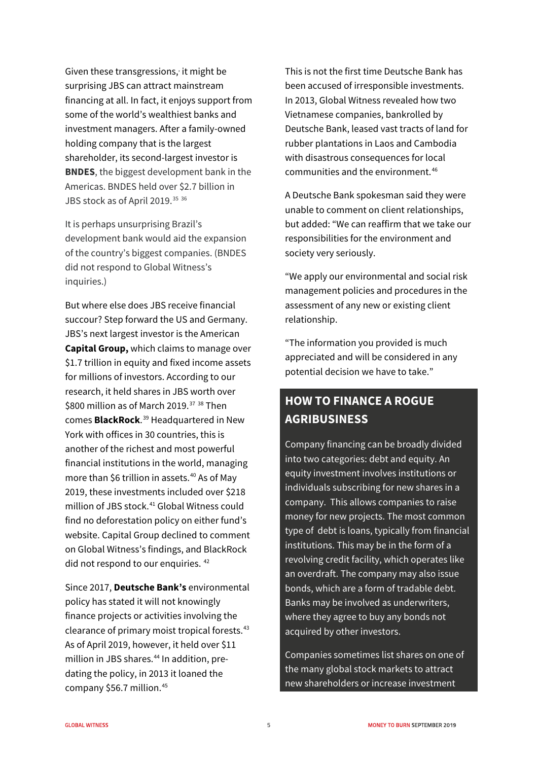Given these transgressions, it might be surprising JBS can attract mainstream financing at all. In fact, it enjoys support from some of the world's wealthiest banks and investment managers. After a family-owned holding company that is the largest shareholder, its second-largest investor is **BNDES**, the biggest development bank in the Americas. BNDES held over $2.7 billion in JBS stock as of April 2019.[35] [36]

It is perhaps unsurprising Brazil's development bank would aid the expansion of the country's biggest companies. (BNDES did not respond to Global Witness's inquiries.)

But where else does JBS receive financial succour? Step forward the US and Germany. JBS's next largest investor is the American **Capital Group,** which claims to manage over $1.7 trillion in equity and fixed income assets for millions of investors. According to our research, it held shares in JBS worth over $800 million as of March 2019.[37] [38] Then comes **BlackRock**.[39] Headquartered in New York with offices in 30 countries, this is another of the richest and most powerful financial institutions in the world, managing more than $6 trillion in assets.[40] As of May 2019, these investments included over $218 million of JBS stock.[41] Global Witness could find no deforestation policy on either fund's website. Capital Group declined to comment on Global Witness's findings, and BlackRock did not respond to our enquiries.[42]

Since 2017, **Deutsche Bank's** environmental policy has stated it will not knowingly finance projects or activities involving the clearance of primary moist tropical forests.[43] As of April 2019, however, it held over $11 million in JBS shares.[44] In addition, pre-dating the policy, in 2013 it loaned the company $56.7 million.[45]

This is not the first time Deutsche Bank has been accused of irresponsible investments. In 2013, Global Witness revealed how two Vietnamese companies, bankrolled by Deutsche Bank, leased vast tracts of land for rubber plantations in Laos and Cambodia with disastrous consequences for local communities and the environment.[46]

A Deutsche Bank spokesman said they were unable to comment on client relationships, but added: "We can reaffirm that we take our responsibilities for the environment and society very seriously.

"We apply our environmental and social risk management policies and procedures in the assessment of any new or existing client relationship.

"The information you provided is much appreciated and will be considered in any potential decision we have to take."

## HOW TO FINANCE A ROGUE AGRIBUSINESS

Company financing can be broadly divided into two categories: debt and equity. An equity investment involves institutions or individuals subscribing for new shares in a company. This allows companies to raise money for new projects. The most common type of debt is loans, typically from financial institutions. This may be in the form of a revolving credit facility, which operates like an overdraft. The company may also issue bonds, which are a form of tradable debt. Banks may be involved as underwriters, where they agree to buy any bonds not acquired by other investors.

Companies sometimes list shares on one of the many global stock markets to attract new shareholders or increase investment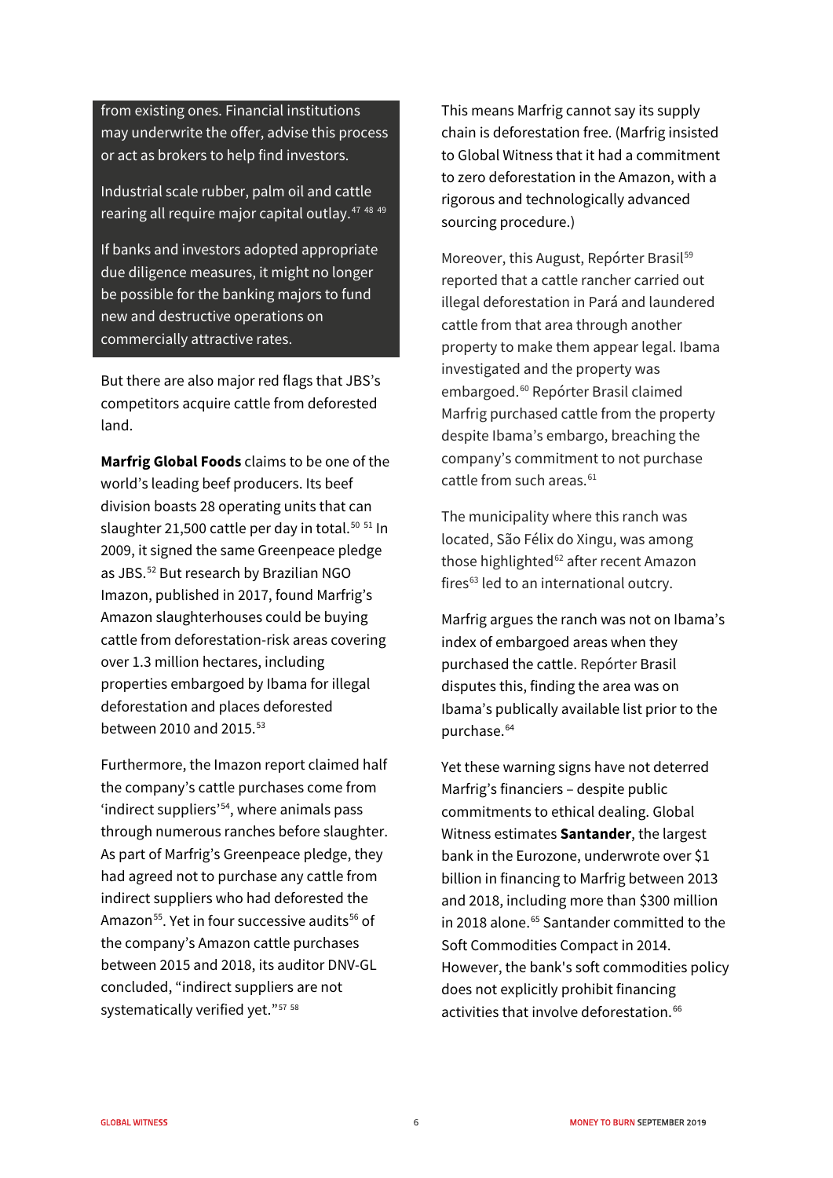from existing ones. Financial institutions may underwrite the offer, advise this process or act as brokers to help find investors.

Industrial scale rubber, palm oil and cattle rearing all require major capital outlay.[47 48 49]

If banks and investors adopted appropriate due diligence measures, it might no longer be possible for the banking majors to fund new and destructive operations on commercially attractive rates.

But there are also major red flags that JBS's competitors acquire cattle from deforested land.

**Marfrig Global Foods** claims to be one of the world's leading beef producers. Its beef division boasts 28 operating units that can slaughter 21,500 cattle per day in total.[50 51] In 2009, it signed the same Greenpeace pledge as JBS.[52] But research by Brazilian NGO Imazon, published in 2017, found Marfrig's Amazon slaughterhouses could be buying cattle from deforestation-risk areas covering over 1.3 million hectares, including properties embargoed by Ibama for illegal deforestation and places deforested between 2010 and 2015.[53]

Furthermore, the Imazon report claimed half the company's cattle purchases come from 'indirect suppliers'[54], where animals pass through numerous ranches before slaughter. As part of Marfrig's Greenpeace pledge, they had agreed not to purchase any cattle from indirect suppliers who had deforested the Amazon[55]. Yet in four successive audits[56] of the company's Amazon cattle purchases between 2015 and 2018, its auditor DNV-GL concluded, "indirect suppliers are not systematically verified yet."[57 58]

This means Marfrig cannot say its supply chain is deforestation free. (Marfrig insisted to Global Witness that it had a commitment to zero deforestation in the Amazon, with a rigorous and technologically advanced sourcing procedure.)

Moreover, this August, Repórter Brasil[59] reported that a cattle rancher carried out illegal deforestation in Pará and laundered cattle from that area through another property to make them appear legal. Ibama investigated and the property was embargoed.[60] Repórter Brasil claimed Marfrig purchased cattle from the property despite Ibama's embargo, breaching the company's commitment to not purchase cattle from such areas.[61]

The municipality where this ranch was located, São Félix do Xingu, was among those highlighted[62] after recent Amazon fires[63] led to an international outcry.

Marfrig argues the ranch was not on Ibama's index of embargoed areas when they purchased the cattle. Repórter Brasil disputes this, finding the area was on Ibama's publically available list prior to the purchase.[64]

Yet these warning signs have not deterred Marfrig's financiers – despite public commitments to ethical dealing. Global Witness estimates **Santander**, the largest bank in the Eurozone, underwrote over $1 billion in financing to Marfrig between 2013 and 2018, including more than $300 million in 2018 alone.[65] Santander committed to the Soft Commodities Compact in 2014. However, the bank's soft commodities policy does not explicitly prohibit financing activities that involve deforestation.[66]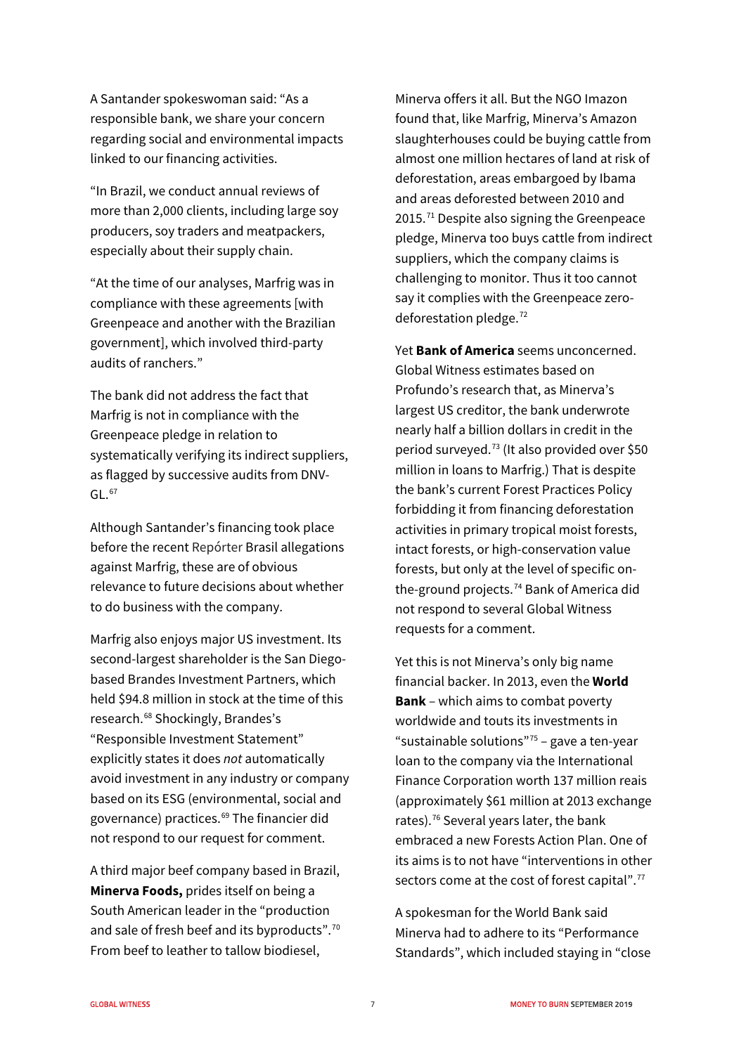A Santander spokeswoman said: "As a responsible bank, we share your concern regarding social and environmental impacts linked to our financing activities.

"In Brazil, we conduct annual reviews of more than 2,000 clients, including large soy producers, soy traders and meatpackers, especially about their supply chain.

"At the time of our analyses, Marfrig was in compliance with these agreements [with Greenpeace and another with the Brazilian government], which involved third-party audits of ranchers."

The bank did not address the fact that Marfrig is not in compliance with the Greenpeace pledge in relation to systematically verifying its indirect suppliers, as flagged by successive audits from DNV-GL.[67]

Although Santander's financing took place before the recent Repórter Brasil allegations against Marfrig, these are of obvious relevance to future decisions about whether to do business with the company.

Marfrig also enjoys major US investment. Its second-largest shareholder is the San Diego-based Brandes Investment Partners, which held $94.8 million in stock at the time of this research.[68] Shockingly, Brandes's "Responsible Investment Statement" explicitly states it does *not* automatically avoid investment in any industry or company based on its ESG (environmental, social and governance) practices.[69] The financier did not respond to our request for comment.

A third major beef company based in Brazil, **Minerva Foods,** prides itself on being a South American leader in the "production and sale of fresh beef and its byproducts".[70] From beef to leather to tallow biodiesel, Minerva offers it all. But the NGO Imazon found that, like Marfrig, Minerva's Amazon slaughterhouses could be buying cattle from almost one million hectares of land at risk of deforestation, areas embargoed by Ibama and areas deforested between 2010 and 2015.[71] Despite also signing the Greenpeace pledge, Minerva too buys cattle from indirect suppliers, which the company claims is challenging to monitor. Thus it too cannot say it complies with the Greenpeace zero-deforestation pledge.[72]

Yet **Bank of America** seems unconcerned. Global Witness estimates based on Profundo's research that, as Minerva's largest US creditor, the bank underwrote nearly half a billion dollars in credit in the period surveyed.[73] (It also provided over $50 million in loans to Marfrig.) That is despite the bank's current Forest Practices Policy forbidding it from financing deforestation activities in primary tropical moist forests, intact forests, or high-conservation value forests, but only at the level of specific on-the-ground projects.[74] Bank of America did not respond to several Global Witness requests for a comment.

Yet this is not Minerva's only big name financial backer. In 2013, even the **World Bank** – which aims to combat poverty worldwide and touts its investments in "sustainable solutions"[75] – gave a ten-year loan to the company via the International Finance Corporation worth 137 million reais (approximately $61 million at 2013 exchange rates).[76] Several years later, the bank embraced a new Forests Action Plan. One of its aims is to not have "interventions in other sectors come at the cost of forest capital".[77]

A spokesman for the World Bank said Minerva had to adhere to its "Performance Standards", which included staying in "close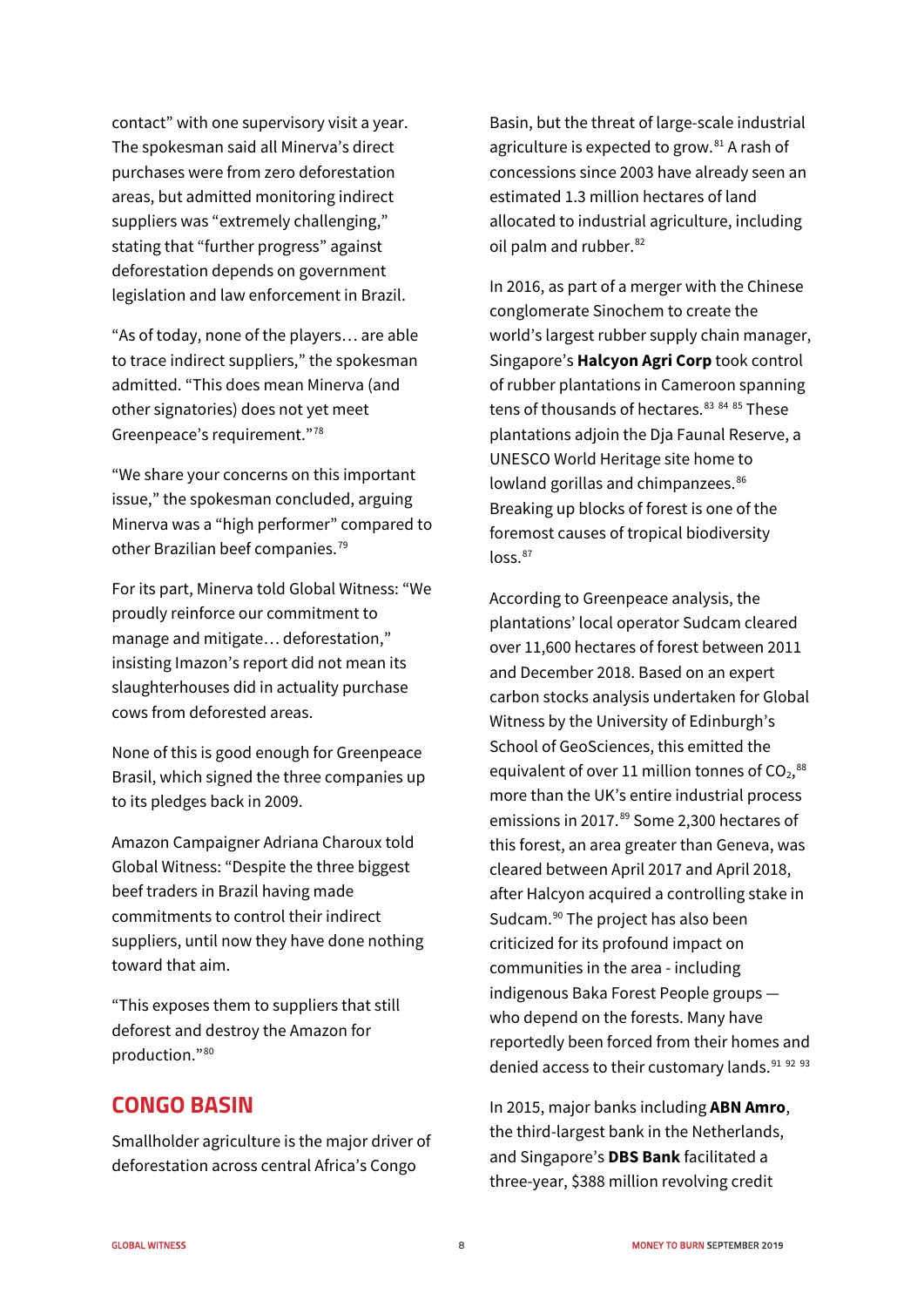contact" with one supervisory visit a year. The spokesman said all Minerva's direct purchases were from zero deforestation areas, but admitted monitoring indirect suppliers was "extremely challenging," stating that "further progress" against deforestation depends on government legislation and law enforcement in Brazil.

"As of today, none of the players… are able to trace indirect suppliers," the spokesman admitted. "This does mean Minerva (and other signatories) does not yet meet Greenpeace's requirement."[78]

"We share your concerns on this important issue," the spokesman concluded, arguing Minerva was a "high performer" compared to other Brazilian beef companies.[79]

For its part, Minerva told Global Witness: "We proudly reinforce our commitment to manage and mitigate… deforestation," insisting Imazon's report did not mean its slaughterhouses did in actuality purchase cows from deforested areas.

None of this is good enough for Greenpeace Brasil, which signed the three companies up to its pledges back in 2009.

Amazon Campaigner Adriana Charoux told Global Witness: "Despite the three biggest beef traders in Brazil having made commitments to control their indirect suppliers, until now they have done nothing toward that aim.

"This exposes them to suppliers that still deforest and destroy the Amazon for production."[80]

## CONGO BASIN

Smallholder agriculture is the major driver of deforestation across central Africa's Congo Basin, but the threat of large-scale industrial agriculture is expected to grow.[81] A rash of concessions since 2003 have already seen an estimated 1.3 million hectares of land allocated to industrial agriculture, including oil palm and rubber.[82]

In 2016, as part of a merger with the Chinese conglomerate Sinochem to create the world's largest rubber supply chain manager, Singapore's **Halcyon Agri Corp** took control of rubber plantations in Cameroon spanning tens of thousands of hectares.[83] [84] [85] These plantations adjoin the Dja Faunal Reserve, a UNESCO World Heritage site home to lowland gorillas and chimpanzees.[86] Breaking up blocks of forest is one of the foremost causes of tropical biodiversity loss.[87]

According to Greenpeace analysis, the plantations' local operator Sudcam cleared over 11,600 hectares of forest between 2011 and December 2018. Based on an expert carbon stocks analysis undertaken for Global Witness by the University of Edinburgh's School of GeoSciences, this emitted the equivalent of over 11 million tonnes of $CO_2$,[88] more than the UK's entire industrial process emissions in 2017.[89] Some 2,300 hectares of this forest, an area greater than Geneva, was cleared between April 2017 and April 2018, after Halcyon acquired a controlling stake in Sudcam.[90] The project has also been criticized for its profound impact on communities in the area - including indigenous Baka Forest People groups — who depend on the forests. Many have reportedly been forced from their homes and denied access to their customary lands.[91] [92] [93]

In 2015, major banks including **ABN Amro**, the third-largest bank in the Netherlands, and Singapore's **DBS Bank** facilitated a three-year, $388 million revolving credit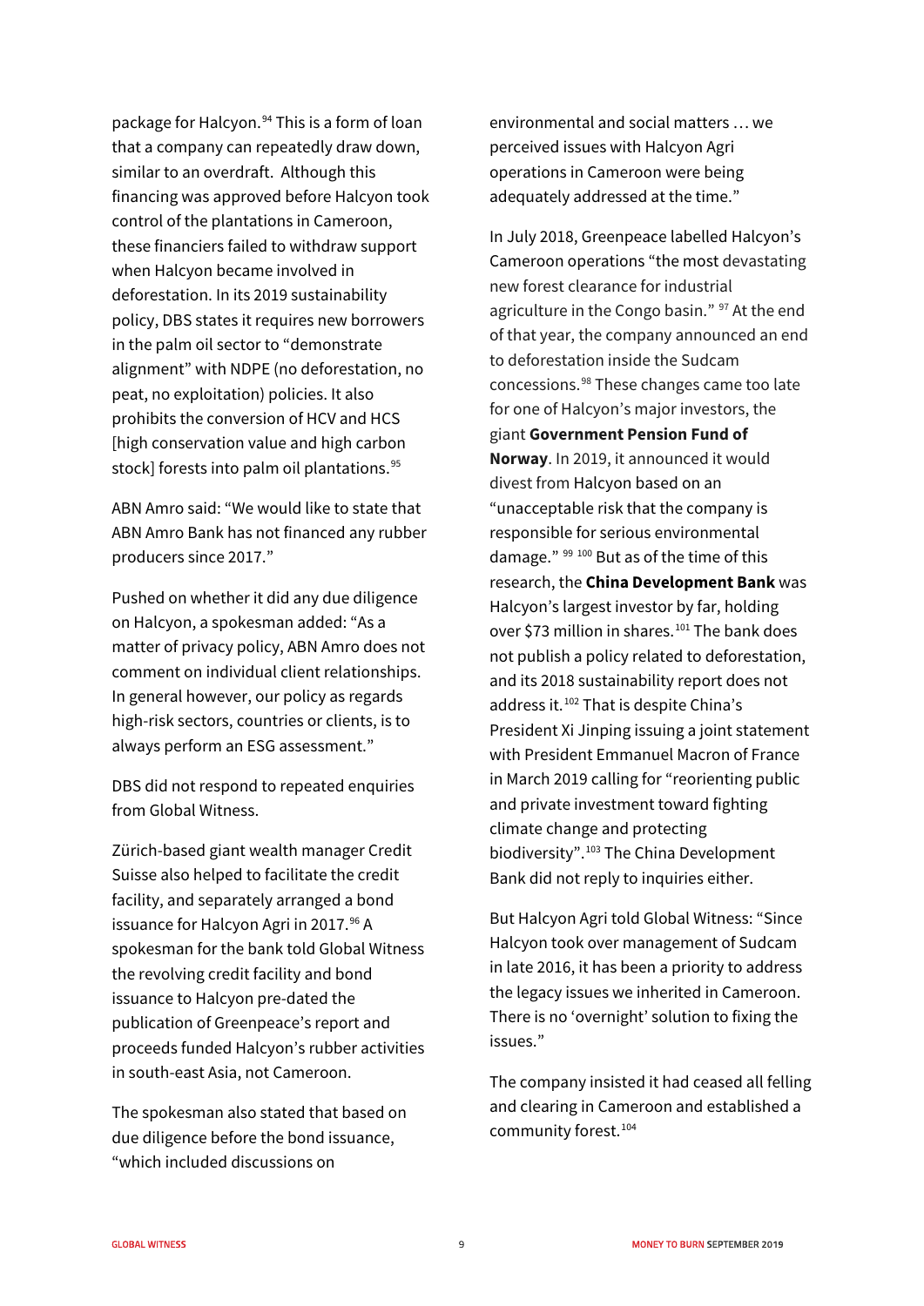package for Halcyon.[94] This is a form of loan that a company can repeatedly draw down, similar to an overdraft. Although this financing was approved before Halcyon took control of the plantations in Cameroon, these financiers failed to withdraw support when Halcyon became involved in deforestation. In its 2019 sustainability policy, DBS states it requires new borrowers in the palm oil sector to "demonstrate alignment" with NDPE (no deforestation, no peat, no exploitation) policies. It also prohibits the conversion of HCV and HCS [high conservation value and high carbon stock] forests into palm oil plantations.[95]

ABN Amro said: "We would like to state that ABN Amro Bank has not financed any rubber producers since 2017."

Pushed on whether it did any due diligence on Halcyon, a spokesman added: "As a matter of privacy policy, ABN Amro does not comment on individual client relationships. In general however, our policy as regards high-risk sectors, countries or clients, is to always perform an ESG assessment."

DBS did not respond to repeated enquiries from Global Witness.

Zürich-based giant wealth manager Credit Suisse also helped to facilitate the credit facility, and separately arranged a bond issuance for Halcyon Agri in 2017.[96] A spokesman for the bank told Global Witness the revolving credit facility and bond issuance to Halcyon pre-dated the publication of Greenpeace's report and proceeds funded Halcyon's rubber activities in south-east Asia, not Cameroon.

The spokesman also stated that based on due diligence before the bond issuance, "which included discussions on environmental and social matters … we perceived issues with Halcyon Agri operations in Cameroon were being adequately addressed at the time."

In July 2018, Greenpeace labelled Halcyon's Cameroon operations "the most devastating new forest clearance for industrial agriculture in the Congo basin." [97] At the end of that year, the company announced an end to deforestation inside the Sudcam concessions.[98] These changes came too late for one of Halcyon's major investors, the giant **Government Pension Fund of Norway**. In 2019, it announced it would divest from Halcyon based on an "unacceptable risk that the company is responsible for serious environmental damage." [99] [100] But as of the time of this research, the **China Development Bank** was Halcyon's largest investor by far, holding over $73 million in shares.[101] The bank does not publish a policy related to deforestation, and its 2018 sustainability report does not address it.[102] That is despite China's President Xi Jinping issuing a joint statement with President Emmanuel Macron of France in March 2019 calling for "reorienting public and private investment toward fighting climate change and protecting biodiversity".[103] The China Development Bank did not reply to inquiries either.

But Halcyon Agri told Global Witness: "Since Halcyon took over management of Sudcam in late 2016, it has been a priority to address the legacy issues we inherited in Cameroon. There is no 'overnight' solution to fixing the issues."

The company insisted it had ceased all felling and clearing in Cameroon and established a community forest.[104]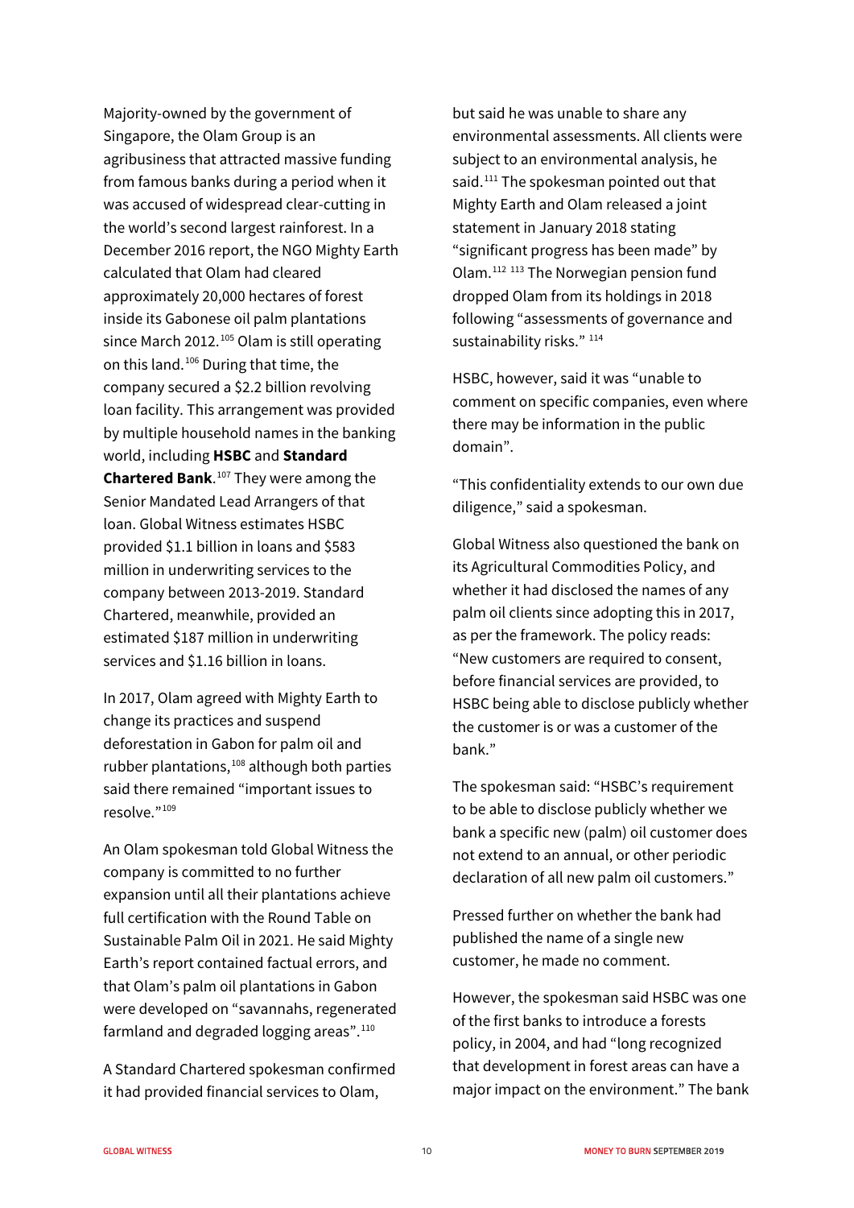Majority-owned by the government of Singapore, the Olam Group is an agribusiness that attracted massive funding from famous banks during a period when it was accused of widespread clear-cutting in the world's second largest rainforest. In a December 2016 report, the NGO Mighty Earth calculated that Olam had cleared approximately 20,000 hectares of forest inside its Gabonese oil palm plantations since March 2012.[105] Olam is still operating on this land.[106] During that time, the company secured a $2.2 billion revolving loan facility. This arrangement was provided by multiple household names in the banking world, including **HSBC** and **Standard Chartered Bank**.[107] They were among the Senior Mandated Lead Arrangers of that loan. Global Witness estimates HSBC provided $1.1 billion in loans and $583 million in underwriting services to the company between 2013-2019. Standard Chartered, meanwhile, provided an estimated $187 million in underwriting services and $1.16 billion in loans.

In 2017, Olam agreed with Mighty Earth to change its practices and suspend deforestation in Gabon for palm oil and rubber plantations,[108] although both parties said there remained "important issues to resolve."[109]

An Olam spokesman told Global Witness the company is committed to no further expansion until all their plantations achieve full certification with the Round Table on Sustainable Palm Oil in 2021. He said Mighty Earth's report contained factual errors, and that Olam's palm oil plantations in Gabon were developed on "savannahs, regenerated farmland and degraded logging areas".[110]

A Standard Chartered spokesman confirmed it had provided financial services to Olam, but said he was unable to share any environmental assessments. All clients were subject to an environmental analysis, he said.[111] The spokesman pointed out that Mighty Earth and Olam released a joint statement in January 2018 stating "significant progress has been made" by Olam.[112] [113] The Norwegian pension fund dropped Olam from its holdings in 2018 following "assessments of governance and sustainability risks." [114]

HSBC, however, said it was "unable to comment on specific companies, even where there may be information in the public domain".

"This confidentiality extends to our own due diligence," said a spokesman.

Global Witness also questioned the bank on its Agricultural Commodities Policy, and whether it had disclosed the names of any palm oil clients since adopting this in 2017, as per the framework. The policy reads: "New customers are required to consent, before financial services are provided, to HSBC being able to disclose publicly whether the customer is or was a customer of the bank."

The spokesman said: "HSBC's requirement to be able to disclose publicly whether we bank a specific new (palm) oil customer does not extend to an annual, or other periodic declaration of all new palm oil customers."

Pressed further on whether the bank had published the name of a single new customer, he made no comment.

However, the spokesman said HSBC was one of the first banks to introduce a forests policy, in 2004, and had "long recognized that development in forest areas can have a major impact on the environment." The bank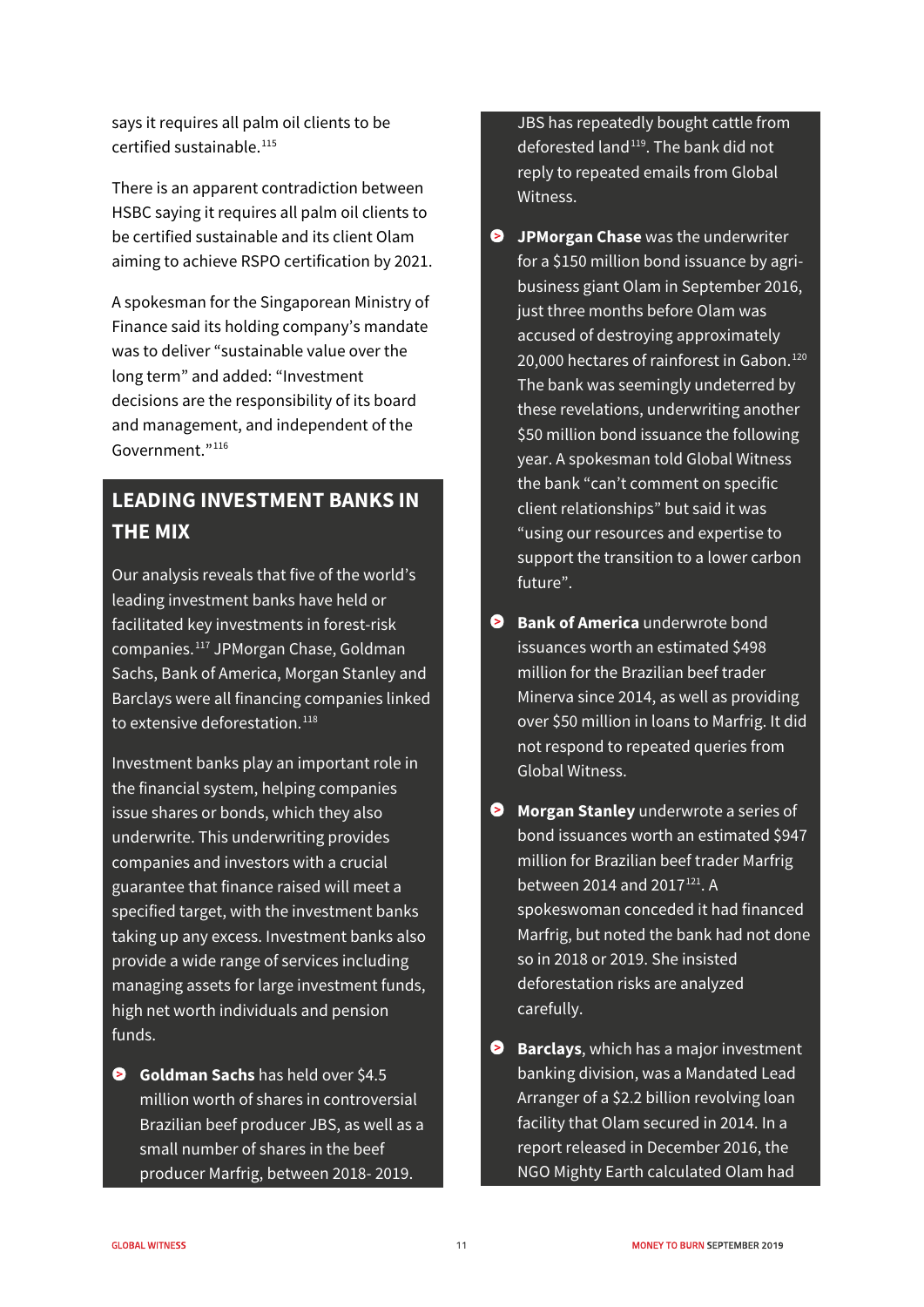says it requires all palm oil clients to be certified sustainable.[115]

There is an apparent contradiction between HSBC saying it requires all palm oil clients to be certified sustainable and its client Olam aiming to achieve RSPO certification by 2021.

A spokesman for the Singaporean Ministry of Finance said its holding company's mandate was to deliver "sustainable value over the long term" and added: "Investment decisions are the responsibility of its board and management, and independent of the Government."[116]

## LEADING INVESTMENT BANKS IN THE MIX

Our analysis reveals that five of the world's leading investment banks have held or facilitated key investments in forest-risk companies.[117] JPMorgan Chase, Goldman Sachs, Bank of America, Morgan Stanley and Barclays were all financing companies linked to extensive deforestation.[118]

Investment banks play an important role in the financial system, helping companies issue shares or bonds, which they also underwrite. This underwriting provides companies and investors with a crucial guarantee that finance raised will meet a specified target, with the investment banks taking up any excess. Investment banks also provide a wide range of services including managing assets for large investment funds, high net worth individuals and pension funds.

- **Goldman Sachs** has held over $4.5 million worth of shares in controversial Brazilian beef producer JBS, as well as a small number of shares in the beef producer Marfrig, between 2018- 2019. JBS has repeatedly bought cattle from deforested land[119]. The bank did not reply to repeated emails from Global Witness.
- **JPMorgan Chase** was the underwriter for a $150 million bond issuance by agri-business giant Olam in September 2016, just three months before Olam was accused of destroying approximately 20,000 hectares of rainforest in Gabon.[120] The bank was seemingly undeterred by these revelations, underwriting another $50 million bond issuance the following year. A spokesman told Global Witness the bank "can't comment on specific client relationships" but said it was "using our resources and expertise to support the transition to a lower carbon future".
- **Bank of America** underwrote bond issuances worth an estimated $498 million for the Brazilian beef trader Minerva since 2014, as well as providing over $50 million in loans to Marfrig. It did not respond to repeated queries from Global Witness.
- **Morgan Stanley** underwrote a series of bond issuances worth an estimated $947 million for Brazilian beef trader Marfrig between 2014 and 2017[121]. A spokeswoman conceded it had financed Marfrig, but noted the bank had not done so in 2018 or 2019. She insisted deforestation risks are analyzed carefully.
- **Barclays**, which has a major investment banking division, was a Mandated Lead Arranger of a $2.2 billion revolving loan facility that Olam secured in 2014. In a report released in December 2016, the NGO Mighty Earth calculated Olam had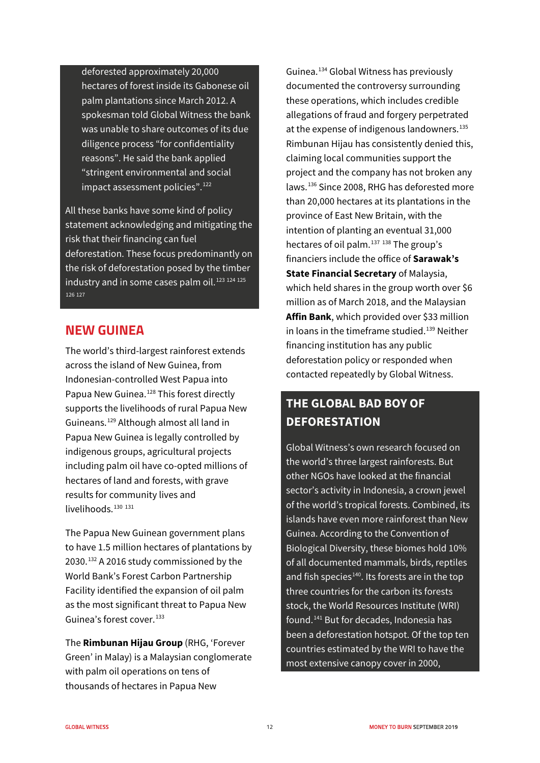deforested approximately 20,000 hectares of forest inside its Gabonese oil palm plantations since March 2012. A spokesman told Global Witness the bank was unable to share outcomes of its due diligence process "for confidentiality reasons". He said the bank applied "stringent environmental and social impact assessment policies".[122]

All these banks have some kind of policy statement acknowledging and mitigating the risk that their financing can fuel deforestation. These focus predominantly on the risk of deforestation posed by the timber industry and in some cases palm oil.[123] [124] [125] [126] [127]

## NEW GUINEA

The world's third-largest rainforest extends across the island of New Guinea, from Indonesian-controlled West Papua into Papua New Guinea.[128] This forest directly supports the livelihoods of rural Papua New Guineans.[129] Although almost all land in Papua New Guinea is legally controlled by indigenous groups, agricultural projects including palm oil have co-opted millions of hectares of land and forests, with grave results for community lives and livelihoods.[130] [131]

The Papua New Guinean government plans to have 1.5 million hectares of plantations by 2030.[132] A 2016 study commissioned by the World Bank's Forest Carbon Partnership Facility identified the expansion of oil palm as the most significant threat to Papua New Guinea's forest cover.[133]

The **Rimbunan Hijau Group** (RHG, 'Forever Green' in Malay) is a Malaysian conglomerate with palm oil operations on tens of thousands of hectares in Papua New Guinea.[134] Global Witness has previously documented the controversy surrounding these operations, which includes credible allegations of fraud and forgery perpetrated at the expense of indigenous landowners.[135] Rimbunan Hijau has consistently denied this, claiming local communities support the project and the company has not broken any laws.[136] Since 2008, RHG has deforested more than 20,000 hectares at its plantations in the province of East New Britain, with the intention of planting an eventual 31,000 hectares of oil palm.[137] [138] The group's financiers include the office of **Sarawak's State Financial Secretary** of Malaysia, which held shares in the group worth over $6 million as of March 2018, and the Malaysian **Affin Bank**, which provided over $33 million in loans in the timeframe studied.[139] Neither financing institution has any public deforestation policy or responded when contacted repeatedly by Global Witness.

## THE GLOBAL BAD BOY OF DEFORESTATION

Global Witness's own research focused on the world's three largest rainforests. But other NGOs have looked at the financial sector's activity in Indonesia, a crown jewel of the world's tropical forests. Combined, its islands have even more rainforest than New Guinea. According to the Convention of Biological Diversity, these biomes hold 10% of all documented mammals, birds, reptiles and fish species[140]. Its forests are in the top three countries for the carbon its forests stock, the World Resources Institute (WRI) found.[141] But for decades, Indonesia has been a deforestation hotspot. Of the top ten countries estimated by the WRI to have the most extensive canopy cover in 2000,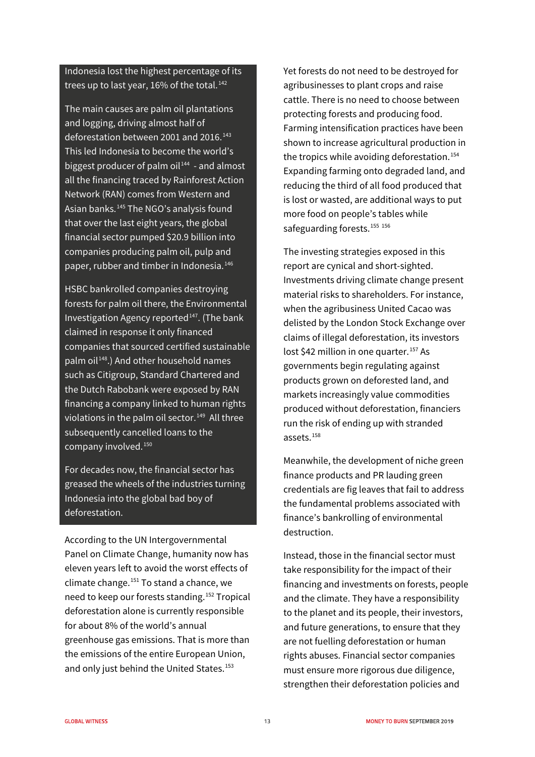Indonesia lost the highest percentage of its trees up to last year, 16% of the total.[142]

The main causes are palm oil plantations and logging, driving almost half of deforestation between 2001 and 2016.[143] This led Indonesia to become the world's biggest producer of palm oil[144] - and almost all the financing traced by Rainforest Action Network (RAN) comes from Western and Asian banks.[145] The NGO's analysis found that over the last eight years, the global financial sector pumped $20.9 billion into companies producing palm oil, pulp and paper, rubber and timber in Indonesia.[146]

HSBC bankrolled companies destroying forests for palm oil there, the Environmental Investigation Agency reported[147]. (The bank claimed in response it only financed companies that sourced certified sustainable palm oil[148].) And other household names such as Citigroup, Standard Chartered and the Dutch Rabobank were exposed by RAN financing a company linked to human rights violations in the palm oil sector.[149] All three subsequently cancelled loans to the company involved.[150]

For decades now, the financial sector has greased the wheels of the industries turning Indonesia into the global bad boy of deforestation.

According to the UN Intergovernmental Panel on Climate Change, humanity now has eleven years left to avoid the worst effects of climate change.[151] To stand a chance, we need to keep our forests standing.[152] Tropical deforestation alone is currently responsible for about 8% of the world's annual greenhouse gas emissions. That is more than the emissions of the entire European Union, and only just behind the United States.[153]

Yet forests do not need to be destroyed for agribusinesses to plant crops and raise cattle. There is no need to choose between protecting forests and producing food. Farming intensification practices have been shown to increase agricultural production in the tropics while avoiding deforestation.[154] Expanding farming onto degraded land, and reducing the third of all food produced that is lost or wasted, are additional ways to put more food on people's tables while safeguarding forests.[155] [156]

The investing strategies exposed in this report are cynical and short-sighted. Investments driving climate change present material risks to shareholders. For instance, when the agribusiness United Cacao was delisted by the London Stock Exchange over claims of illegal deforestation, its investors lost $42 million in one quarter.[157] As governments begin regulating against products grown on deforested land, and markets increasingly value commodities produced without deforestation, financiers run the risk of ending up with stranded assets.[158]

Meanwhile, the development of niche green finance products and PR lauding green credentials are fig leaves that fail to address the fundamental problems associated with finance's bankrolling of environmental destruction.

Instead, those in the financial sector must take responsibility for the impact of their financing and investments on forests, people and the climate. They have a responsibility to the planet and its people, their investors, and future generations, to ensure that they are not fuelling deforestation or human rights abuses. Financial sector companies must ensure more rigorous due diligence, strengthen their deforestation policies and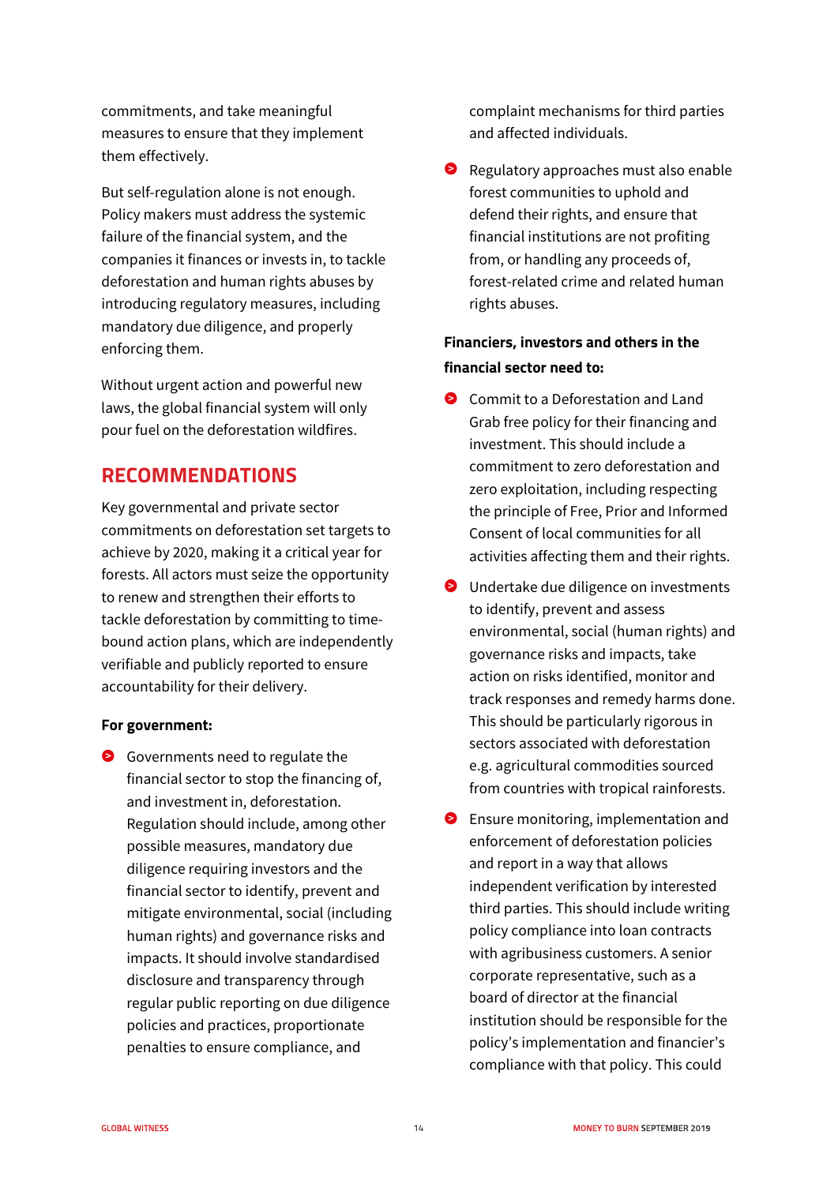commitments, and take meaningful measures to ensure that they implement them effectively.

But self-regulation alone is not enough. Policy makers must address the systemic failure of the financial system, and the companies it finances or invests in, to tackle deforestation and human rights abuses by introducing regulatory measures, including mandatory due diligence, and properly enforcing them.

Without urgent action and powerful new laws, the global financial system will only pour fuel on the deforestation wildfires.

## RECOMMENDATIONS

Key governmental and private sector commitments on deforestation set targets to achieve by 2020, making it a critical year for forests. All actors must seize the opportunity to renew and strengthen their efforts to tackle deforestation by committing to time-bound action plans, which are independently verifiable and publicly reported to ensure accountability for their delivery.

**For government:**

- Governments need to regulate the financial sector to stop the financing of, and investment in, deforestation. Regulation should include, among other possible measures, mandatory due diligence requiring investors and the financial sector to identify, prevent and mitigate environmental, social (including human rights) and governance risks and impacts. It should involve standardised disclosure and transparency through regular public reporting on due diligence policies and practices, proportionate penalties to ensure compliance, and complaint mechanisms for third parties and affected individuals.
- Regulatory approaches must also enable forest communities to uphold and defend their rights, and ensure that financial institutions are not profiting from, or handling any proceeds of, forest-related crime and related human rights abuses.

**Financiers, investors and others in the financial sector need to:**

- Commit to a Deforestation and Land Grab free policy for their financing and investment. This should include a commitment to zero deforestation and zero exploitation, including respecting the principle of Free, Prior and Informed Consent of local communities for all activities affecting them and their rights.
- Undertake due diligence on investments to identify, prevent and assess environmental, social (human rights) and governance risks and impacts, take action on risks identified, monitor and track responses and remedy harms done. This should be particularly rigorous in sectors associated with deforestation e.g. agricultural commodities sourced from countries with tropical rainforests.
- Ensure monitoring, implementation and enforcement of deforestation policies and report in a way that allows independent verification by interested third parties. This should include writing policy compliance into loan contracts with agribusiness customers. A senior corporate representative, such as a board of director at the financial institution should be responsible for the policy's implementation and financier's compliance with that policy. This could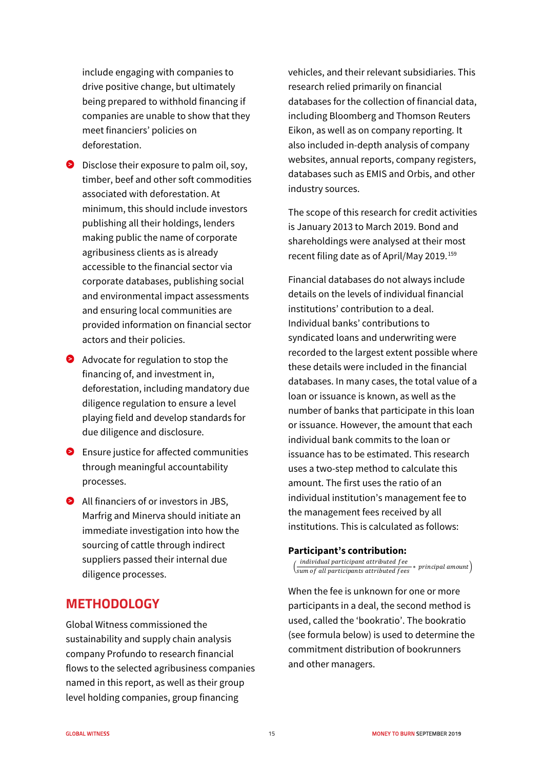include engaging with companies to drive positive change, but ultimately being prepared to withhold financing if companies are unable to show that they meet financiers' policies on deforestation.

- Disclose their exposure to palm oil, soy, timber, beef and other soft commodities associated with deforestation. At minimum, this should include investors publishing all their holdings, lenders making public the name of corporate agribusiness clients as is already accessible to the financial sector via corporate databases, publishing social and environmental impact assessments and ensuring local communities are provided information on financial sector actors and their policies.
- Advocate for regulation to stop the financing of, and investment in, deforestation, including mandatory due diligence regulation to ensure a level playing field and develop standards for due diligence and disclosure.
- Ensure justice for affected communities through meaningful accountability processes.
- All financiers of or investors in JBS, Marfrig and Minerva should initiate an immediate investigation into how the sourcing of cattle through indirect suppliers passed their internal due diligence processes.

## METHODOLOGY

Global Witness commissioned the sustainability and supply chain analysis company Profundo to research financial flows to the selected agribusiness companies named in this report, as well as their group level holding companies, group financing vehicles, and their relevant subsidiaries. This research relied primarily on financial databases for the collection of financial data, including Bloomberg and Thomson Reuters Eikon, as well as on company reporting. It also included in-depth analysis of company websites, annual reports, company registers, databases such as EMIS and Orbis, and other industry sources.

The scope of this research for credit activities is January 2013 to March 2019. Bond and shareholdings were analysed at their most recent filing date as of April/May 2019.[159]

Financial databases do not always include details on the levels of individual financial institutions' contribution to a deal. Individual banks' contributions to syndicated loans and underwriting were recorded to the largest extent possible where these details were included in the financial databases. In many cases, the total value of a loan or issuance is known, as well as the number of banks that participate in this loan or issuance. However, the amount that each individual bank commits to the loan or issuance has to be estimated. This research uses a two-step method to calculate this amount. The first uses the ratio of an individual institution's management fee to the management fees received by all institutions. This is calculated as follows:

**Participant's contribution:**

$$\left(\frac{\textit{individual participant attributed fee}}{\textit{sum of all participants attributed fees}} * \textit{principal amount}\right)$$

When the fee is unknown for one or more participants in a deal, the second method is used, called the 'bookratio'. The bookratio (see formula below) is used to determine the commitment distribution of bookrunners and other managers.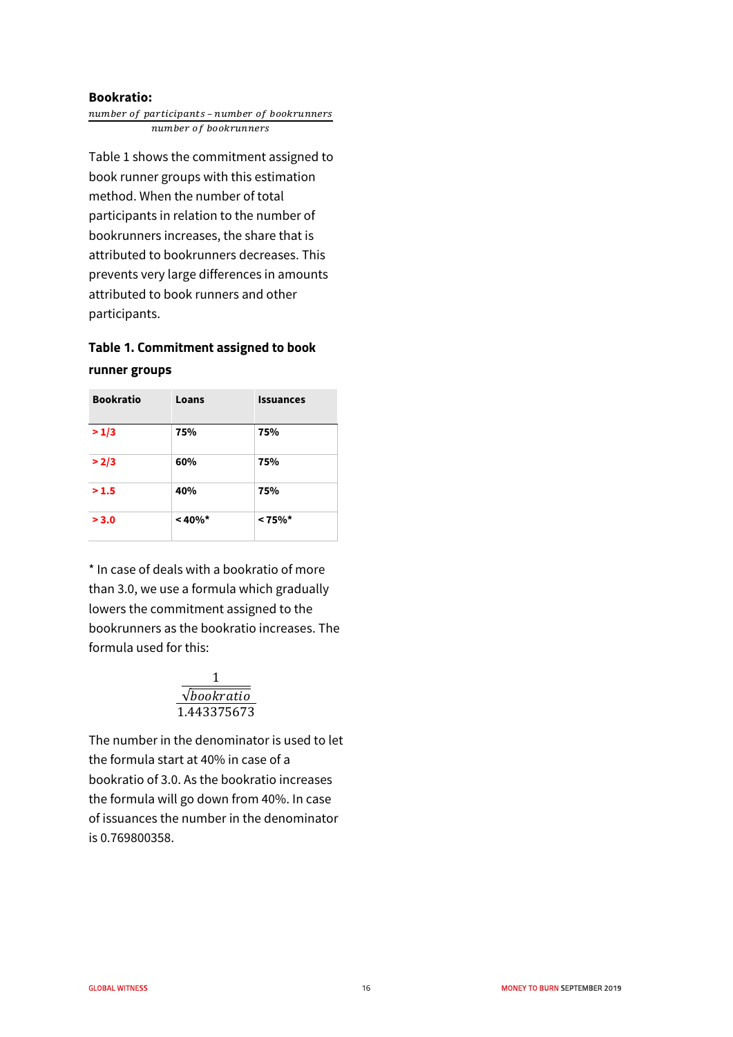**Bookratio:**

$$\frac{number\ of\ participants - number\ of\ bookrunners}{number\ of\ bookrunners}$$

Table 1 shows the commitment assigned to book runner groups with this estimation method. When the number of total participants in relation to the number of bookrunners increases, the share that is attributed to bookrunners decreases. This prevents very large differences in amounts attributed to book runners and other participants.

### Table 1. Commitment assigned to book runner groups

| Bookratio | Loans | Issuances |
|---|---|---|
| > 1/3 | 75% | 75% |
| > 2/3 | 60% | 75% |
| > 1.5 | 40% | 75% |
| > 3.0 | < 40%* | < 75%* |

* In case of deals with a bookratio of more than 3.0, we use a formula which gradually lowers the commitment assigned to the bookrunners as the bookratio increases. The formula used for this:

$$\frac{\frac{1}{\sqrt{bookratio}}}{1.443375673}$$

The number in the denominator is used to let the formula start at 40% in case of a bookratio of 3.0. As the bookratio increases the formula will go down from 40%. In case of issuances the number in the denominator is 0.769800358.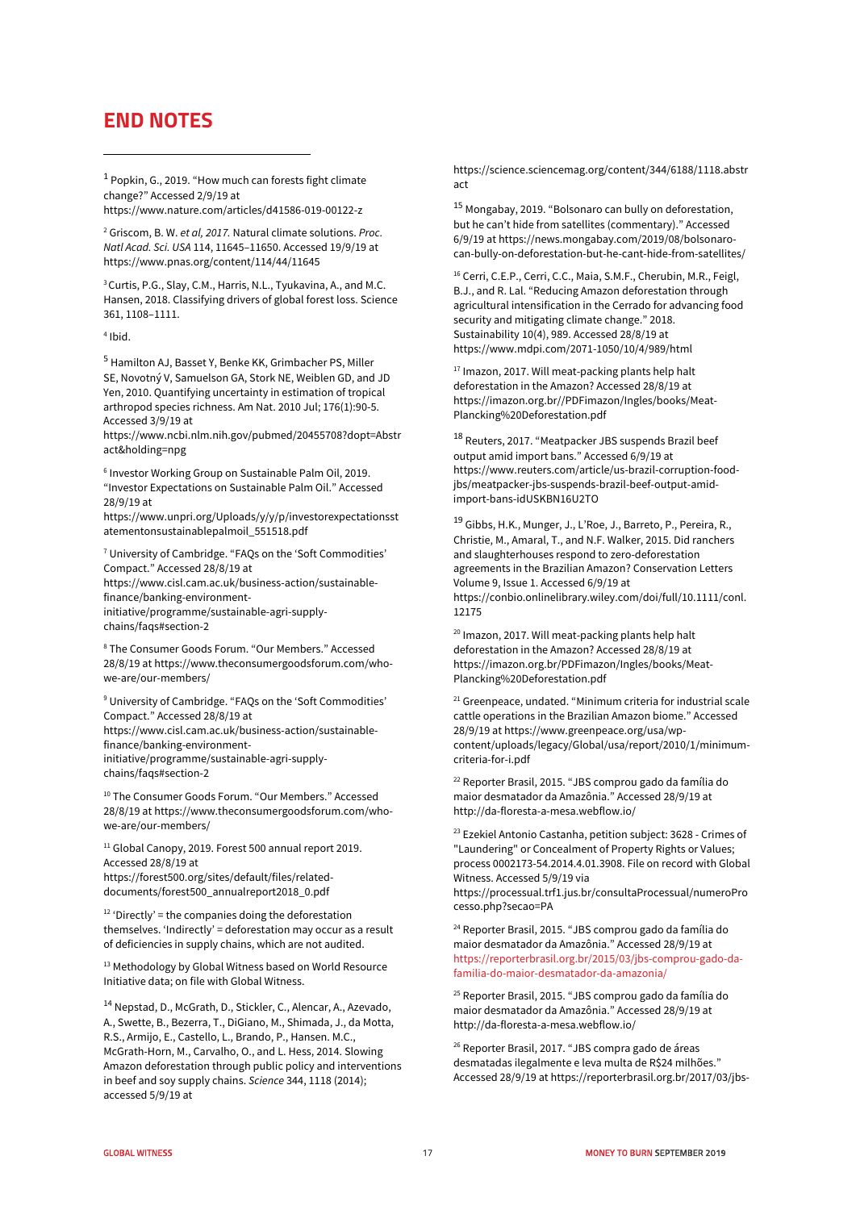# END NOTES

[1] Popkin, G., 2019. "How much can forests fight climate change?" Accessed 2/9/19 at https://www.nature.com/articles/d41586-019-00122-z

[2] Griscom, B. W. *et al, 2017.* Natural climate solutions. *Proc. Natl Acad. Sci. USA* 114, 11645–11650. Accessed 19/9/19 at https://www.pnas.org/content/114/44/11645

[3] Curtis, P.G., Slay, C.M., Harris, N.L., Tyukavina, A., and M.C. Hansen, 2018. Classifying drivers of global forest loss. Science 361, 1108–1111.

[4] Ibid.

[5] Hamilton AJ, Basset Y, Benke KK, Grimbacher PS, Miller SE, Novotný V, Samuelson GA, Stork NE, Weiblen GD, and JD Yen, 2010. Quantifying uncertainty in estimation of tropical arthropod species richness. Am Nat. 2010 Jul; 176(1):90-5. Accessed 3/9/19 at https://www.ncbi.nlm.nih.gov/pubmed/20455708?dopt=Abstract&holding=npg

[6] Investor Working Group on Sustainable Palm Oil, 2019. "Investor Expectations on Sustainable Palm Oil." Accessed 28/9/19 at https://www.unpri.org/Uploads/y/y/p/investorexpectationsstatementonsustainablepalmoil_551518.pdf

[7] University of Cambridge. "FAQs on the 'Soft Commodities' Compact." Accessed 28/8/19 at https://www.cisl.cam.ac.uk/business-action/sustainable-finance/banking-environment-initiative/programme/sustainable-agri-supply-chains/faqs#section-2

[8] The Consumer Goods Forum. "Our Members." Accessed 28/8/19 at https://www.theconsumergoodsforum.com/who-we-are/our-members/

[9] University of Cambridge. "FAQs on the 'Soft Commodities' Compact." Accessed 28/8/19 at https://www.cisl.cam.ac.uk/business-action/sustainable-finance/banking-environment-initiative/programme/sustainable-agri-supply-chains/faqs#section-2

[10] The Consumer Goods Forum. "Our Members." Accessed 28/8/19 at https://www.theconsumergoodsforum.com/who-we-are/our-members/

[11] Global Canopy, 2019. Forest 500 annual report 2019. Accessed 28/8/19 at https://forest500.org/sites/default/files/related-documents/forest500_annualreport2018_0.pdf

[12] 'Directly' = the companies doing the deforestation themselves. 'Indirectly' = deforestation may occur as a result of deficiencies in supply chains, which are not audited.

[13] Methodology by Global Witness based on World Resource Initiative data; on file with Global Witness.

[14] Nepstad, D., McGrath, D., Stickler, C., Alencar, A., Azevedo, A., Swette, B., Bezerra, T., DiGiano, M., Shimada, J., da Motta, R.S., Armijo, E., Castello, L., Brando, P., Hansen. M.C., McGrath-Horn, M., Carvalho, O., and L. Hess, 2014. Slowing Amazon deforestation through public policy and interventions in beef and soy supply chains. *Science* 344, 1118 (2014); accessed 5/9/19 at https://science.sciencemag.org/content/344/6188/1118.abstract

[15] Mongabay, 2019. "Bolsonaro can bully on deforestation, but he can't hide from satellites (commentary)." Accessed 6/9/19 at https://news.mongabay.com/2019/08/bolsonaro-can-bully-on-deforestation-but-he-cant-hide-from-satellites/

[16] Cerri, C.E.P., Cerri, C.C., Maia, S.M.F., Cherubin, M.R., Feigl, B.J., and R. Lal. "Reducing Amazon deforestation through agricultural intensification in the Cerrado for advancing food security and mitigating climate change." 2018. Sustainability 10(4), 989. Accessed 28/8/19 at https://www.mdpi.com/2071-1050/10/4/989/html

[17] Imazon, 2017. Will meat-packing plants help halt deforestation in the Amazon? Accessed 28/8/19 at https://imazon.org.br//PDFimazon/Ingles/books/Meat-Plancking%20Deforestation.pdf

[18] Reuters, 2017. "Meatpacker JBS suspends Brazil beef output amid import bans." Accessed 6/9/19 at https://www.reuters.com/article/us-brazil-corruption-food-jbs/meatpacker-jbs-suspends-brazil-beef-output-amid-import-bans-idUSKBN16U2TO

[19] Gibbs, H.K., Munger, J., L'Roe, J., Barreto, P., Pereira, R., Christie, M., Amaral, T., and N.F. Walker, 2015. Did ranchers and slaughterhouses respond to zero-deforestation agreements in the Brazilian Amazon? Conservation Letters Volume 9, Issue 1. Accessed 6/9/19 at https://conbio.onlinelibrary.wiley.com/doi/full/10.1111/conl.12175

[20] Imazon, 2017. Will meat-packing plants help halt deforestation in the Amazon? Accessed 28/8/19 at https://imazon.org.br/PDFimazon/Ingles/books/Meat-Plancking%20Deforestation.pdf

[21] Greenpeace, undated. "Minimum criteria for industrial scale cattle operations in the Brazilian Amazon biome." Accessed 28/9/19 at https://www.greenpeace.org/usa/wp-content/uploads/legacy/Global/usa/report/2010/1/minimum-criteria-for-i.pdf

[22] Reporter Brasil, 2015. "JBS comprou gado da família do maior desmatador da Amazônia." Accessed 28/9/19 at http://da-floresta-a-mesa.webflow.io/

[23] Ezekiel Antonio Castanha, petition subject: 3628 - Crimes of "Laundering" or Concealment of Property Rights or Values; process 0002173-54.2014.4.01.3908. File on record with Global Witness. Accessed 5/9/19 via https://processual.trf1.jus.br/consultaProcessual/numeroProcesso.php?secao=PA

[24] Reporter Brasil, 2015. "JBS comprou gado da família do maior desmatador da Amazônia." Accessed 28/9/19 at https://reporterbrasil.org.br/2015/03/jbs-comprou-gado-da-familia-do-maior-desmatador-da-amazonia/

[25] Reporter Brasil, 2015. "JBS comprou gado da família do maior desmatador da Amazônia." Accessed 28/9/19 at http://da-floresta-a-mesa.webflow.io/

[26] Reporter Brasil, 2017. "JBS compra gado de áreas desmatadas ilegalmente e leva multa de R$24 milhões." Accessed 28/9/19 at https://reporterbrasil.org.br/2017/03/jbs-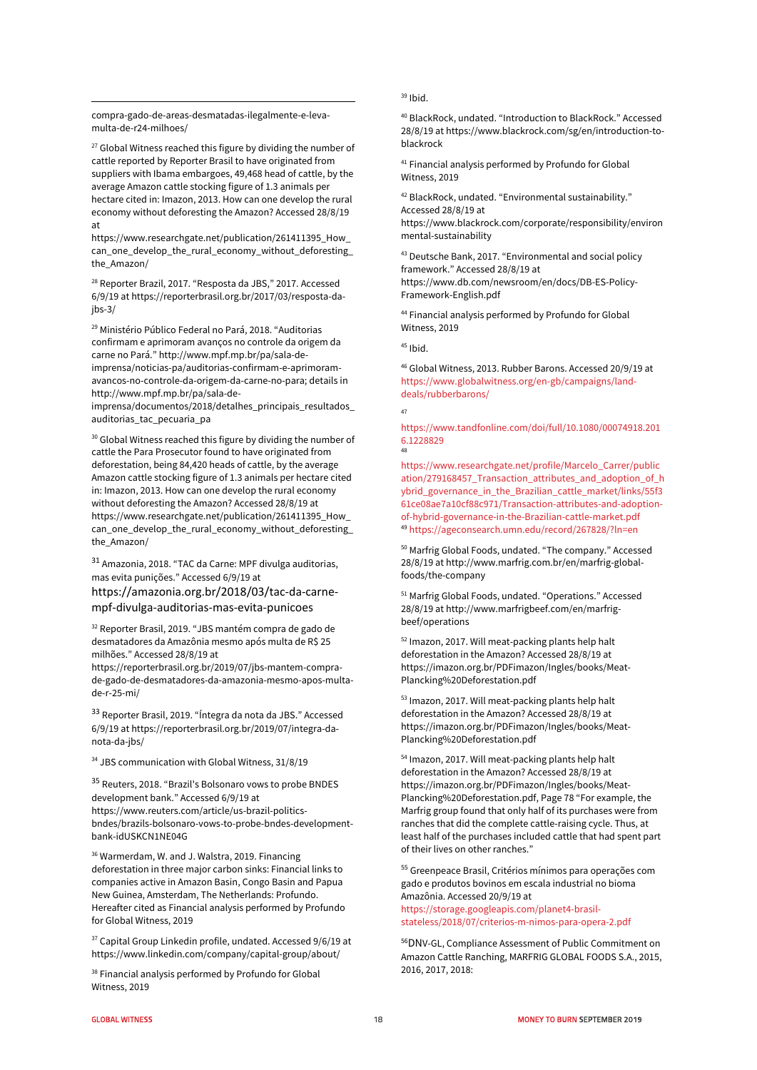compra-gado-de-areas-desmatadas-ilegalmente-e-leva-multa-de-r24-milhoes/

[27] Global Witness reached this figure by dividing the number of cattle reported by Reporter Brasil to have originated from suppliers with Ibama embargoes, 49,468 head of cattle, by the average Amazon cattle stocking figure of 1.3 animals per hectare cited in: Imazon, 2013. How can one develop the rural economy without deforesting the Amazon? Accessed 28/8/19 at https://www.researchgate.net/publication/261411395_How_can_one_develop_the_rural_economy_without_deforesting_the_Amazon/

[28] Reporter Brazil, 2017. "Resposta da JBS," 2017. Accessed 6/9/19 at https://reporterbrasil.org.br/2017/03/resposta-da-jbs-3/

[29] Ministério Público Federal no Pará, 2018. "Auditorias confirmam e aprimoram avanços no controle da origem da carne no Pará." http://www.mpf.mp.br/pa/sala-de-imprensa/noticias-pa/auditorias-confirmam-e-aprimoram-avancos-no-controle-da-origem-da-carne-no-para; details in http://www.mpf.mp.br/pa/sala-de-imprensa/documentos/2018/detalhes_principais_resultados_auditorias_tac_pecuaria_pa

[30] Global Witness reached this figure by dividing the number of cattle the Para Prosecutor found to have originated from deforestation, being 84,420 heads of cattle, by the average Amazon cattle stocking figure of 1.3 animals per hectare cited in: Imazon, 2013. How can one develop the rural economy without deforesting the Amazon? Accessed 28/8/19 at https://www.researchgate.net/publication/261411395_How_can_one_develop_the_rural_economy_without_deforesting_the_Amazon/

[31] Amazonia, 2018. "TAC da Carne: MPF divulga auditorias, mas evita punições." Accessed 6/9/19 at https://amazonia.org.br/2018/03/tac-da-carne-mpf-divulga-auditorias-mas-evita-punicoes

[32] Reporter Brasil, 2019. "JBS mantém compra de gado de desmatadores da Amazônia mesmo após multa de R$ 25 milhões." Accessed 28/8/19 at https://reporterbrasil.org.br/2019/07/jbs-mantem-compra-de-gado-de-desmatadores-da-amazonia-mesmo-apos-multa-de-r-25-mi/

[33] Reporter Brasil, 2019. "Íntegra da nota da JBS." Accessed 6/9/19 at https://reporterbrasil.org.br/2019/07/integra-da-nota-da-jbs/

[34] JBS communication with Global Witness, 31/8/19

[35] Reuters, 2018. "Brazil's Bolsonaro vows to probe BNDES development bank." Accessed 6/9/19 at https://www.reuters.com/article/us-brazil-politics-bndes/brazils-bolsonaro-vows-to-probe-bndes-development-bank-idUSKCN1NE04G

[36] Warmerdam, W. and J. Walstra, 2019. Financing deforestation in three major carbon sinks: Financial links to companies active in Amazon Basin, Congo Basin and Papua New Guinea, Amsterdam, The Netherlands: Profundo. Hereafter cited as Financial analysis performed by Profundo for Global Witness, 2019

[37] Capital Group Linkedin profile, undated. Accessed 9/6/19 at https://www.linkedin.com/company/capital-group/about/

[38] Financial analysis performed by Profundo for Global Witness, 2019

[39] Ibid.

[40] BlackRock, undated. "Introduction to BlackRock." Accessed 28/8/19 at https://www.blackrock.com/sg/en/introduction-to-blackrock

[41] Financial analysis performed by Profundo for Global Witness, 2019

[42] BlackRock, undated. "Environmental sustainability." Accessed 28/8/19 at https://www.blackrock.com/corporate/responsibility/environmental-sustainability

[43] Deutsche Bank, 2017. "Environmental and social policy framework." Accessed 28/8/19 at https://www.db.com/newsroom/en/docs/DB-ES-Policy-Framework-English.pdf

[44] Financial analysis performed by Profundo for Global Witness, 2019

[45] Ibid.

[46] Global Witness, 2013. Rubber Barons. Accessed 20/9/19 at https://www.globalwitness.org/en-gb/campaigns/land-deals/rubberbarons/

[47] https://www.tandfonline.com/doi/full/10.1080/00074918.2016.1228829

[48] https://www.researchgate.net/profile/Marcelo_Carrer/publication/279168457_Transaction_attributes_and_adoption_of_hybrid_governance_in_the_Brazilian_cattle_market/links/55f361ce08ae7a10cf88c971/Transaction-attributes-and-adoption-of-hybrid-governance-in-the-Brazilian-cattle-market.pdf

[49] https://ageconsearch.umn.edu/record/267828/?ln=en

[50] Marfrig Global Foods, undated. "The company." Accessed 28/8/19 at http://www.marfrig.com.br/en/marfrig-global-foods/the-company

[51] Marfrig Global Foods, undated. "Operations." Accessed 28/8/19 at http://www.marfrigbeef.com/en/marfrig-beef/operations

[52] Imazon, 2017. Will meat-packing plants help halt deforestation in the Amazon? Accessed 28/8/19 at https://imazon.org.br/PDFimazon/Ingles/books/Meat-Plancking%20Deforestation.pdf

[53] Imazon, 2017. Will meat-packing plants help halt deforestation in the Amazon? Accessed 28/8/19 at https://imazon.org.br/PDFimazon/Ingles/books/Meat-Plancking%20Deforestation.pdf

[54] Imazon, 2017. Will meat-packing plants help halt deforestation in the Amazon? Accessed 28/8/19 at https://imazon.org.br/PDFimazon/Ingles/books/Meat-Plancking%20Deforestation.pdf, Page 78 "For example, the Marfrig group found that only half of its purchases were from ranches that did the complete cattle-raising cycle. Thus, at least half of the purchases included cattle that had spent part of their lives on other ranches."

[55] Greenpeace Brasil, Critérios mínimos para operações com gado e produtos bovinos em escala industrial no bioma Amazônia. Accessed 20/9/19 at https://storage.googleapis.com/planet4-brasil-stateless/2018/07/criterios-m-nimos-para-opera-2.pdf

[56] DNV-GL, Compliance Assessment of Public Commitment on Amazon Cattle Ranching, MARFRIG GLOBAL FOODS S.A., 2015, 2016, 2017, 2018: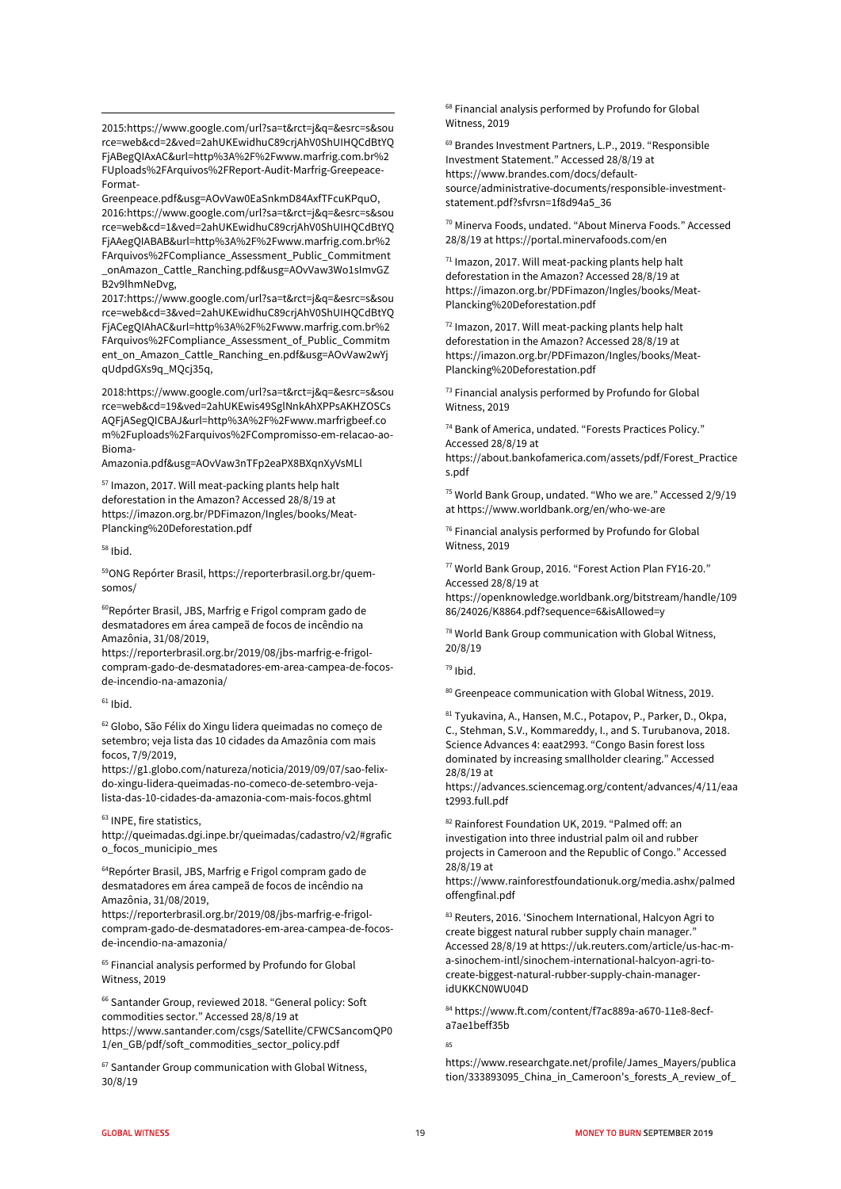2015:https://www.google.com/url?sa=t&rct=j&q=&esrc=s&source=web&cd=2&ved=2ahUKEwidhuC89crjAhV0ShUIHQCdBtYQFjABegQIAxAC&url=http%3A%2F%2Fwww.marfrig.com.br%2FUploads%2FArquivos%2FReport-Audit-Marfrig-Greepeace-Format-Greenpeace.pdf&usg=AOvVaw0EaSnkmD84AxfTFcuKPquO, 2016:https://www.google.com/url?sa=t&rct=j&q=&esrc=s&source=web&cd=1&ved=2ahUKEwidhuC89crjAhV0ShUIHQCdBtYQFjAAegQIABAB&url=http%3A%2F%2Fwww.marfrig.com.br%2FArquivos%2FCompliance_Assessment_Public_Commitment_onAmazon_Cattle_Ranching.pdf&usg=AOvVaw3Wo1sImvGZB2v9lhmNeDvg, 2017:https://www.google.com/url?sa=t&rct=j&q=&esrc=s&source=web&cd=3&ved=2ahUKEwidhuC89crjAhV0ShUIHQCdBtYQFjACegQIAhAC&url=http%3A%2F%2Fwww.marfrig.com.br%2FArquivos%2FCompliance_Assessment_of_Public_Commitment_on_Amazon_Cattle_Ranching_en.pdf&usg=AOvVaw2wYjqUdpdGXs9q_MQcj35q,

2018:https://www.google.com/url?sa=t&rct=j&q=&esrc=s&source=web&cd=19&ved=2ahUKEwis49SglNnkAhXPPsAKHZOSCsAQFjASegQICBAJ&url=http%3A%2F%2Fwww.marfrigbeef.com%2Fuploads%2Farquivos%2FCompromisso-em-relacao-ao-Bioma-Amazonia.pdf&usg=AOvVaw3nTFp2eaPX8BXqnXyVsMLl

[57] Imazon, 2017. Will meat-packing plants help halt deforestation in the Amazon? Accessed 28/8/19 at https://imazon.org.br/PDFimazon/Ingles/books/Meat-Plancking%20Deforestation.pdf

[58] Ibid.

[59] ONG Repórter Brasil, https://reporterbrasil.org.br/quem-somos/

[60] Repórter Brasil, JBS, Marfrig e Frigol compram gado de desmatadores em área campeã de focos de incêndio na Amazônia, 31/08/2019, https://reporterbrasil.org.br/2019/08/jbs-marfrig-e-frigol-compram-gado-de-desmatadores-em-area-campea-de-focos-de-incendio-na-amazonia/

[61] Ibid.

[62] Globo, São Félix do Xingu lidera queimadas no começo de setembro; veja lista das 10 cidades da Amazônia com mais focos, 7/9/2019, https://g1.globo.com/natureza/noticia/2019/09/07/sao-felix-do-xingu-lidera-queimadas-no-comeco-de-setembro-veja-lista-das-10-cidades-da-amazonia-com-mais-focos.ghtml

[63] INPE, fire statistics, http://queimadas.dgi.inpe.br/queimadas/cadastro/v2/#grafico_focos_municipio_mes

[64] Repórter Brasil, JBS, Marfrig e Frigol compram gado de desmatadores em área campeã de focos de incêndio na Amazônia, 31/08/2019, https://reporterbrasil.org.br/2019/08/jbs-marfrig-e-frigol-compram-gado-de-desmatadores-em-area-campea-de-focos-de-incendio-na-amazonia/

[65] Financial analysis performed by Profundo for Global Witness, 2019

[66] Santander Group, reviewed 2018. "General policy: Soft commodities sector." Accessed 28/8/19 at https://www.santander.com/csgs/Satellite/CFWCSancomQP01/en_GB/pdf/soft_commodities_sector_policy.pdf

[67] Santander Group communication with Global Witness, 30/8/19

[68] Financial analysis performed by Profundo for Global Witness, 2019

[69] Brandes Investment Partners, L.P., 2019. "Responsible Investment Statement." Accessed 28/8/19 at https://www.brandes.com/docs/default-source/administrative-documents/responsible-investment-statement.pdf?sfvrsn=1f8d94a5_36

[70] Minerva Foods, undated. "About Minerva Foods." Accessed 28/8/19 at https://portal.minervafoods.com/en

[71] Imazon, 2017. Will meat-packing plants help halt deforestation in the Amazon? Accessed 28/8/19 at https://imazon.org.br/PDFimazon/Ingles/books/Meat-Plancking%20Deforestation.pdf

[72] Imazon, 2017. Will meat-packing plants help halt deforestation in the Amazon? Accessed 28/8/19 at https://imazon.org.br/PDFimazon/Ingles/books/Meat-Plancking%20Deforestation.pdf

[73] Financial analysis performed by Profundo for Global Witness, 2019

[74] Bank of America, undated. "Forests Practices Policy." Accessed 28/8/19 at https://about.bankofamerica.com/assets/pdf/Forest_Practices.pdf

[75] World Bank Group, undated. "Who we are." Accessed 2/9/19 at https://www.worldbank.org/en/who-we-are

[76] Financial analysis performed by Profundo for Global Witness, 2019

[77] World Bank Group, 2016. "Forest Action Plan FY16-20." Accessed 28/8/19 at https://openknowledge.worldbank.org/bitstream/handle/10986/24026/K8864.pdf?sequence=6&isAllowed=y

[78] World Bank Group communication with Global Witness, 20/8/19

[79] Ibid.

[80] Greenpeace communication with Global Witness, 2019.

[81] Tyukavina, A., Hansen, M.C., Potapov, P., Parker, D., Okpa, C., Stehman, S.V., Kommareddy, I., and S. Turubanova, 2018. Science Advances 4: eaat2993. "Congo Basin forest loss dominated by increasing smallholder clearing." Accessed 28/8/19 at https://advances.sciencemag.org/content/advances/4/11/eaat2993.full.pdf

[82] Rainforest Foundation UK, 2019. "Palmed off: an investigation into three industrial palm oil and rubber projects in Cameroon and the Republic of Congo." Accessed 28/8/19 at https://www.rainforestfoundationuk.org/media.ashx/palmedoffengfinal.pdf

[83] Reuters, 2016. 'Sinochem International, Halcyon Agri to create biggest natural rubber supply chain manager." Accessed 28/8/19 at https://uk.reuters.com/article/us-hac-m-a-sinochem-intl/sinochem-international-halcyon-agri-to-create-biggest-natural-rubber-supply-chain-manager-idUKKCN0WU04D

[84] https://www.ft.com/content/f7ac889a-a670-11e8-8ecf-a7ae1beff35b

[85] https://www.researchgate.net/profile/James_Mayers/publication/333893095_China_in_Cameroon's_forests_A_review_of_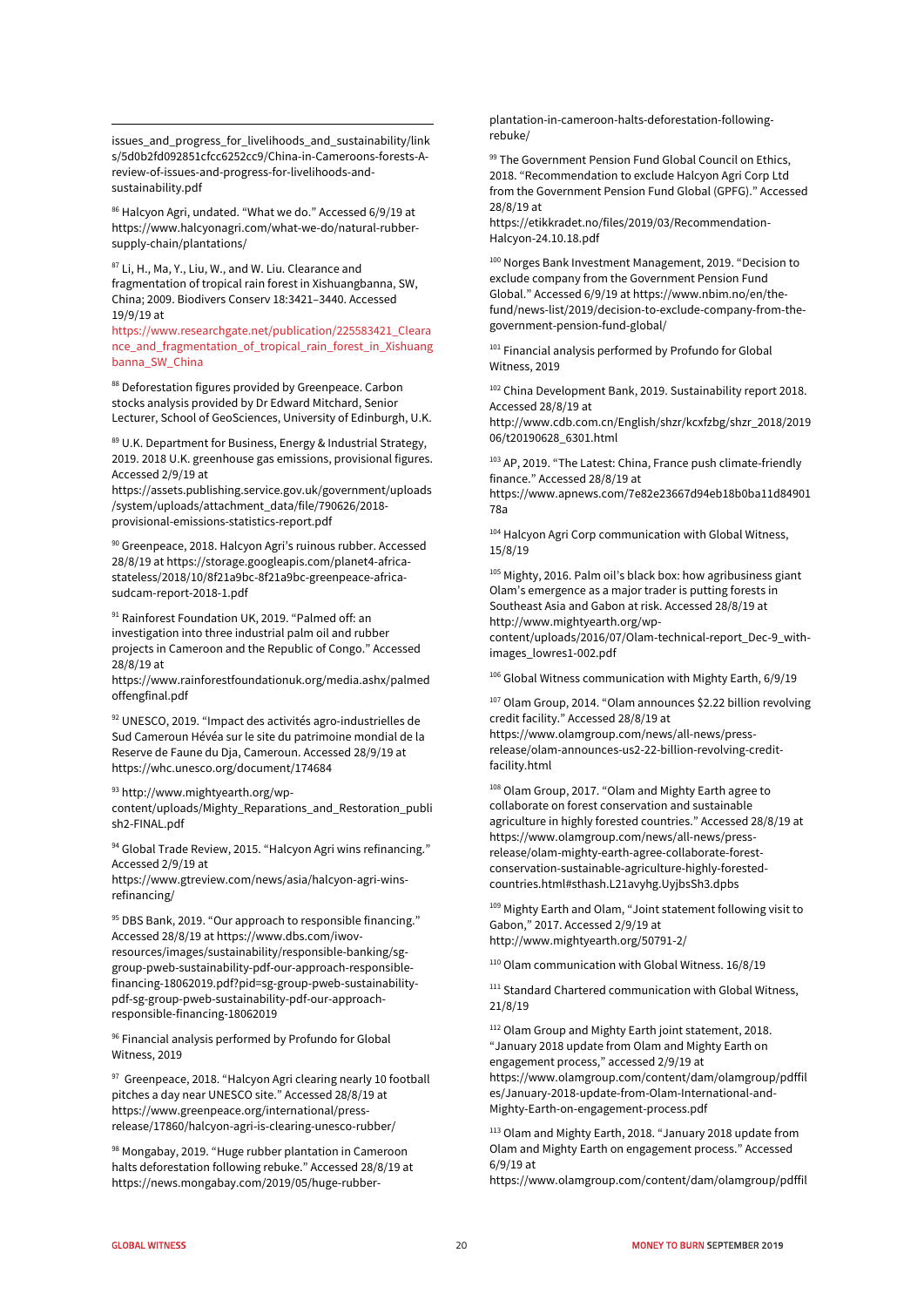issues_and_progress_for_livelihoods_and_sustainability/links/5d0b2fd092851cfcc6252cc9/China-in-Cameroons-forests-A-review-of-issues-and-progress-for-livelihoods-and-sustainability.pdf

[86] Halcyon Agri, undated. "What we do." Accessed 6/9/19 at https://www.halcyonagri.com/what-we-do/natural-rubber-supply-chain/plantations/

[87] Li, H., Ma, Y., Liu, W., and W. Liu. Clearance and fragmentation of tropical rain forest in Xishuangbanna, SW, China; 2009. Biodivers Conserv 18:3421–3440. Accessed 19/9/19 at https://www.researchgate.net/publication/225583421_Clearance_and_fragmentation_of_tropical_rain_forest_in_Xishuangbanna_SW_China

[88] Deforestation figures provided by Greenpeace. Carbon stocks analysis provided by Dr Edward Mitchard, Senior Lecturer, School of GeoSciences, University of Edinburgh, U.K.

[89] U.K. Department for Business, Energy & Industrial Strategy, 2019. 2018 U.K. greenhouse gas emissions, provisional figures. Accessed 2/9/19 at https://assets.publishing.service.gov.uk/government/uploads/system/uploads/attachment_data/file/790626/2018-provisional-emissions-statistics-report.pdf

[90] Greenpeace, 2018. Halcyon Agri's ruinous rubber. Accessed 28/8/19 at https://storage.googleapis.com/planet4-africa-stateless/2018/10/8f21a9bc-8f21a9bc-greenpeace-africa-sudcam-report-2018-1.pdf

[91] Rainforest Foundation UK, 2019. "Palmed off: an investigation into three industrial palm oil and rubber projects in Cameroon and the Republic of Congo." Accessed 28/8/19 at https://www.rainforestfoundationuk.org/media.ashx/palmedoffengfinal.pdf

[92] UNESCO, 2019. "Impact des activités agro-industrielles de Sud Cameroun Hévéa sur le site du patrimoine mondial de la Reserve de Faune du Dja, Cameroun. Accessed 28/9/19 at https://whc.unesco.org/document/174684

[93] http://www.mightyearth.org/wp-content/uploads/Mighty_Reparations_and_Restoration_publish2-FINAL.pdf

[94] Global Trade Review, 2015. "Halcyon Agri wins refinancing." Accessed 2/9/19 at https://www.gtreview.com/news/asia/halcyon-agri-wins-refinancing/

[95] DBS Bank, 2019. "Our approach to responsible financing." Accessed 28/8/19 at https://www.dbs.com/iwov-resources/images/sustainability/responsible-banking/sg-group-pweb-sustainability-pdf-our-approach-responsible-financing-18062019.pdf?pid=sg-group-pweb-sustainability-pdf-sg-group-pweb-sustainability-pdf-our-approach-responsible-financing-18062019

[96] Financial analysis performed by Profundo for Global Witness, 2019

[97] Greenpeace, 2018. "Halcyon Agri clearing nearly 10 football pitches a day near UNESCO site." Accessed 28/8/19 at https://www.greenpeace.org/international/press-release/17860/halcyon-agri-is-clearing-unesco-rubber/

[98] Mongabay, 2019. "Huge rubber plantation in Cameroon halts deforestation following rebuke." Accessed 28/8/19 at https://news.mongabay.com/2019/05/huge-rubber-plantation-in-cameroon-halts-deforestation-following-rebuke/

[99] The Government Pension Fund Global Council on Ethics, 2018. "Recommendation to exclude Halcyon Agri Corp Ltd from the Government Pension Fund Global (GPFG)." Accessed 28/8/19 at https://etikkradet.no/files/2019/03/Recommendation-Halcyon-24.10.18.pdf

[100] Norges Bank Investment Management, 2019. "Decision to exclude company from the Government Pension Fund Global." Accessed 6/9/19 at https://www.nbim.no/en/the-fund/news-list/2019/decision-to-exclude-company-from-the-government-pension-fund-global/

[101] Financial analysis performed by Profundo for Global Witness, 2019

[102] China Development Bank, 2019. Sustainability report 2018. Accessed 28/8/19 at http://www.cdb.com.cn/English/shzr/kcxfzbg/shzr_2018/201906/t20190628_6301.html

[103] AP, 2019. "The Latest: China, France push climate-friendly finance." Accessed 28/8/19 at https://www.apnews.com/7e82e23667d94eb18b0ba11d8490178a

[104] Halcyon Agri Corp communication with Global Witness, 15/8/19

[105] Mighty, 2016. Palm oil's black box: how agribusiness giant Olam's emergence as a major trader is putting forests in Southeast Asia and Gabon at risk. Accessed 28/8/19 at http://www.mightyearth.org/wp-content/uploads/2016/07/Olam-technical-report_Dec-9_with-images_lowres1-002.pdf

[106] Global Witness communication with Mighty Earth, 6/9/19

[107] Olam Group, 2014. "Olam announces $2.22 billion revolving credit facility." Accessed 28/8/19 at https://www.olamgroup.com/news/all-news/press-release/olam-announces-us2-22-billion-revolving-credit-facility.html

[108] Olam Group, 2017. "Olam and Mighty Earth agree to collaborate on forest conservation and sustainable agriculture in highly forested countries." Accessed 28/8/19 at https://www.olamgroup.com/news/all-news/press-release/olam-mighty-earth-agree-collaborate-forest-conservation-sustainable-agriculture-highly-forested-countries.html#sthash.L21avyhg.UyjbsSh3.dpbs

[109] Mighty Earth and Olam, "Joint statement following visit to Gabon," 2017. Accessed 2/9/19 at http://www.mightyearth.org/50791-2/

[110] Olam communication with Global Witness. 16/8/19

[111] Standard Chartered communication with Global Witness, 21/8/19

[112] Olam Group and Mighty Earth joint statement, 2018. "January 2018 update from Olam and Mighty Earth on engagement process," accessed 2/9/19 at https://www.olamgroup.com/content/dam/olamgroup/pdffiles/January-2018-update-from-Olam-International-and-Mighty-Earth-on-engagement-process.pdf

[113] Olam and Mighty Earth, 2018. "January 2018 update from Olam and Mighty Earth on engagement process." Accessed 6/9/19 at https://www.olamgroup.com/content/dam/olamgroup/pdffil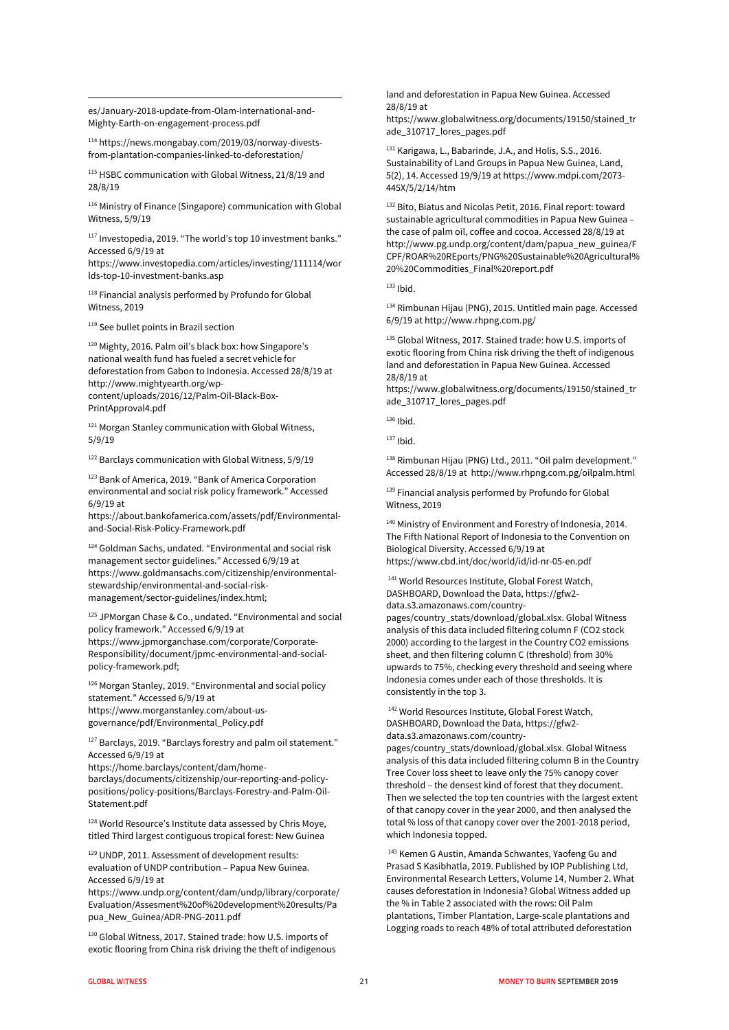es/January-2018-update-from-Olam-International-and-Mighty-Earth-on-engagement-process.pdf

[114] https://news.mongabay.com/2019/03/norway-divests-from-plantation-companies-linked-to-deforestation/

[115] HSBC communication with Global Witness, 21/8/19 and 28/8/19

[116] Ministry of Finance (Singapore) communication with Global Witness, 5/9/19

[117] Investopedia, 2019. "The world's top 10 investment banks." Accessed 6/9/19 at https://www.investopedia.com/articles/investing/111114/worlds-top-10-investment-banks.asp

[118] Financial analysis performed by Profundo for Global Witness, 2019

[119] See bullet points in Brazil section

[120] Mighty, 2016. Palm oil's black box: how Singapore's national wealth fund has fueled a secret vehicle for deforestation from Gabon to Indonesia. Accessed 28/8/19 at http://www.mightyearth.org/wp-content/uploads/2016/12/Palm-Oil-Black-Box-PrintApproval4.pdf

[121] Morgan Stanley communication with Global Witness, 5/9/19

[122] Barclays communication with Global Witness, 5/9/19

[123] Bank of America, 2019. "Bank of America Corporation environmental and social risk policy framework." Accessed 6/9/19 at https://about.bankofamerica.com/assets/pdf/Environmental-and-Social-Risk-Policy-Framework.pdf

[124] Goldman Sachs, undated. "Environmental and social risk management sector guidelines." Accessed 6/9/19 at https://www.goldmansachs.com/citizenship/environmental-stewardship/environmental-and-social-risk-management/sector-guidelines/index.html;

[125] JPMorgan Chase & Co., undated. "Environmental and social policy framework." Accessed 6/9/19 at https://www.jpmorganchase.com/corporate/Corporate-Responsibility/document/jpmc-environmental-and-social-policy-framework.pdf;

[126] Morgan Stanley, 2019. "Environmental and social policy statement." Accessed 6/9/19 at https://www.morganstanley.com/about-us-governance/pdf/Environmental_Policy.pdf

[127] Barclays, 2019. "Barclays forestry and palm oil statement." Accessed 6/9/19 at https://home.barclays/content/dam/home-barclays/documents/citizenship/our-reporting-and-policy-positions/policy-positions/Barclays-Forestry-and-Palm-Oil-Statement.pdf

[128] World Resource's Institute data assessed by Chris Moye, titled Third largest contiguous tropical forest: New Guinea

[129] UNDP, 2011. Assessment of development results: evaluation of UNDP contribution – Papua New Guinea. Accessed 6/9/19 at https://www.undp.org/content/dam/undp/library/corporate/Evaluation/Assesment%20of%20development%20results/Papua_New_Guinea/ADR-PNG-2011.pdf

[130] Global Witness, 2017. Stained trade: how U.S. imports of exotic flooring from China risk driving the theft of indigenous land and deforestation in Papua New Guinea. Accessed 28/8/19 at https://www.globalwitness.org/documents/19150/stained_trade_310717_lores_pages.pdf

[131] Karigawa, L., Babarinde, J.A., and Holis, S.S., 2016. Sustainability of Land Groups in Papua New Guinea, Land, 5(2), 14. Accessed 19/9/19 at https://www.mdpi.com/2073-445X/5/2/14/htm

[132] Bito, Biatus and Nicolas Petit, 2016. Final report: toward sustainable agricultural commodities in Papua New Guinea – the case of palm oil, coffee and cocoa. Accessed 28/8/19 at http://www.pg.undp.org/content/dam/papua_new_guinea/FCPF/ROAR%20REports/PNG%20Sustainable%20Agricultural%20%20Commodities_Final%20report.pdf

[133] Ibid.

[134] Rimbunan Hijau (PNG), 2015. Untitled main page. Accessed 6/9/19 at http://www.rhpng.com.pg/

[135] Global Witness, 2017. Stained trade: how U.S. imports of exotic flooring from China risk driving the theft of indigenous land and deforestation in Papua New Guinea. Accessed 28/8/19 at https://www.globalwitness.org/documents/19150/stained_trade_310717_lores_pages.pdf

[136] Ibid.

[137] Ibid.

[138] Rimbunan Hijau (PNG) Ltd., 2011. "Oil palm development." Accessed 28/8/19 at http://www.rhpng.com.pg/oilpalm.html

[139] Financial analysis performed by Profundo for Global Witness, 2019

[140] Ministry of Environment and Forestry of Indonesia, 2014. The Fifth National Report of Indonesia to the Convention on Biological Diversity. Accessed 6/9/19 at https://www.cbd.int/doc/world/id/id-nr-05-en.pdf

[141] World Resources Institute, Global Forest Watch, DASHBOARD, Download the Data, https://gfw2-data.s3.amazonaws.com/country-pages/country_stats/download/global.xlsx. Global Witness analysis of this data included filtering column F (CO2 stock 2000) according to the largest in the Country CO2 emissions sheet, and then filtering column C (threshold) from 30% upwards to 75%, checking every threshold and seeing where Indonesia comes under each of those thresholds. It is consistently in the top 3.

[142] World Resources Institute, Global Forest Watch, DASHBOARD, Download the Data, https://gfw2-data.s3.amazonaws.com/country-pages/country_stats/download/global.xlsx. Global Witness analysis of this data included filtering column B in the Country Tree Cover loss sheet to leave only the 75% canopy cover threshold – the densest kind of forest that they document. Then we selected the top ten countries with the largest extent of that canopy cover in the year 2000, and then analysed the total % loss of that canopy cover over the 2001-2018 period, which Indonesia topped.

[143] Kemen G Austin, Amanda Schwantes, Yaofeng Gu and Prasad S Kasibhatla, 2019. Published by IOP Publishing Ltd, Environmental Research Letters, Volume 14, Number 2. What causes deforestation in Indonesia? Global Witness added up the % in Table 2 associated with the rows: Oil Palm plantations, Timber Plantation, Large-scale plantations and Logging roads to reach 48% of total attributed deforestation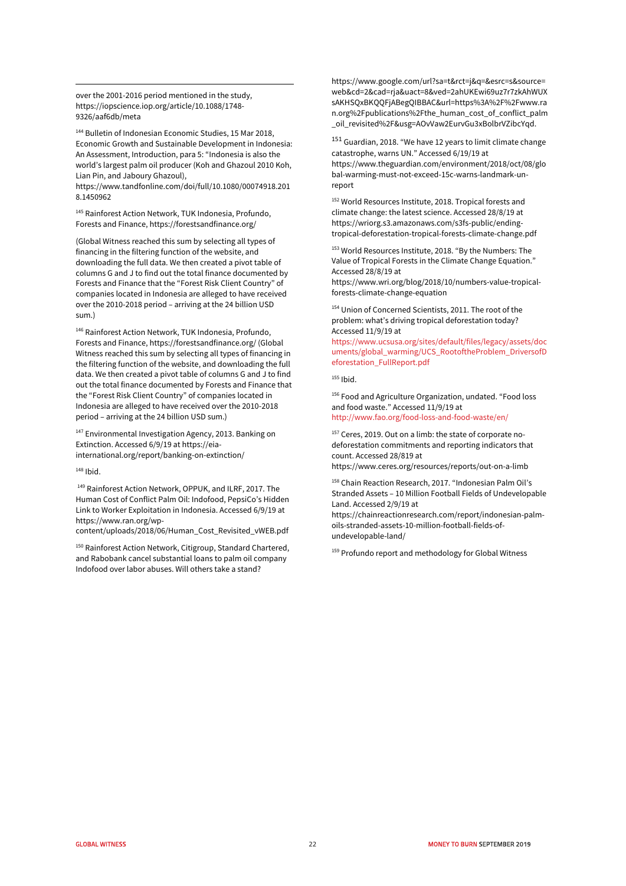over the 2001-2016 period mentioned in the study, https://iopscience.iop.org/article/10.1088/1748-9326/aaf6db/meta

[144] Bulletin of Indonesian Economic Studies, 15 Mar 2018, Economic Growth and Sustainable Development in Indonesia: An Assessment, Introduction, para 5: "Indonesia is also the world's largest palm oil producer (Koh and Ghazoul 2010 Koh, Lian Pin, and Jaboury Ghazoul), https://www.tandfonline.com/doi/full/10.1080/00074918.2018.1450962

[145] Rainforest Action Network, TUK Indonesia, Profundo, Forests and Finance, https://forestsandfinance.org/

(Global Witness reached this sum by selecting all types of financing in the filtering function of the website, and downloading the full data. We then created a pivot table of columns G and J to find out the total finance documented by Forests and Finance that the "Forest Risk Client Country" of companies located in Indonesia are alleged to have received over the 2010-2018 period – arriving at the 24 billion USD sum.)

[146] Rainforest Action Network, TUK Indonesia, Profundo, Forests and Finance, https://forestsandfinance.org/ (Global Witness reached this sum by selecting all types of financing in the filtering function of the website, and downloading the full data. We then created a pivot table of columns G and J to find out the total finance documented by Forests and Finance that the "Forest Risk Client Country" of companies located in Indonesia are alleged to have received over the 2010-2018 period – arriving at the 24 billion USD sum.)

[147] Environmental Investigation Agency, 2013. Banking on Extinction. Accessed 6/9/19 at https://eia-international.org/report/banking-on-extinction/

[148] Ibid.

[149] Rainforest Action Network, OPPUK, and ILRF, 2017. The Human Cost of Conflict Palm Oil: Indofood, PepsiCo's Hidden Link to Worker Exploitation in Indonesia. Accessed 6/9/19 at https://www.ran.org/wp-content/uploads/2018/06/Human_Cost_Revisited_vWEB.pdf

[150] Rainforest Action Network, Citigroup, Standard Chartered, and Rabobank cancel substantial loans to palm oil company Indofood over labor abuses. Will others take a stand? https://www.google.com/url?sa=t&rct=j&q=&esrc=s&source=web&cd=2&cad=rja&uact=8&ved=2ahUKEwi69uz7r7zkAhWUXsAKHSQxBKQQFjABegQIBBAC&url=https%3A%2F%2Fwww.ran.org%2Fpublications%2Fthe_human_cost_of_conflict_palm_oil_revisited%2F&usg=AOvVaw2EurvGu3xBolbrVZibcYqd.

[151] Guardian, 2018. "We have 12 years to limit climate change catastrophe, warns UN." Accessed 6/19/19 at https://www.theguardian.com/environment/2018/oct/08/global-warming-must-not-exceed-15c-warns-landmark-un-report

[152] World Resources Institute, 2018. Tropical forests and climate change: the latest science. Accessed 28/8/19 at https://wriorg.s3.amazonaws.com/s3fs-public/ending-tropical-deforestation-tropical-forests-climate-change.pdf

[153] World Resources Institute, 2018. "By the Numbers: The Value of Tropical Forests in the Climate Change Equation." Accessed 28/8/19 at https://www.wri.org/blog/2018/10/numbers-value-tropical-forests-climate-change-equation

[154] Union of Concerned Scientists, 2011. The root of the problem: what's driving tropical deforestation today? Accessed 11/9/19 at https://www.ucsusa.org/sites/default/files/legacy/assets/documents/global_warming/UCS_RootoftheProblem_DriversofDeforestation_FullReport.pdf

[155] Ibid.

[156] Food and Agriculture Organization, undated. "Food loss and food waste." Accessed 11/9/19 at http://www.fao.org/food-loss-and-food-waste/en/

[157] Ceres, 2019. Out on a limb: the state of corporate no-deforestation commitments and reporting indicators that count. Accessed 28/819 at https://www.ceres.org/resources/reports/out-on-a-limb

[158] Chain Reaction Research, 2017. "Indonesian Palm Oil's Stranded Assets – 10 Million Football Fields of Undevelopable Land. Accessed 2/9/19 at https://chainreactionresearch.com/report/indonesian-palm-oils-stranded-assets-10-million-football-fields-of-undevelopable-land/

[159] Profundo report and methodology for Global Witness